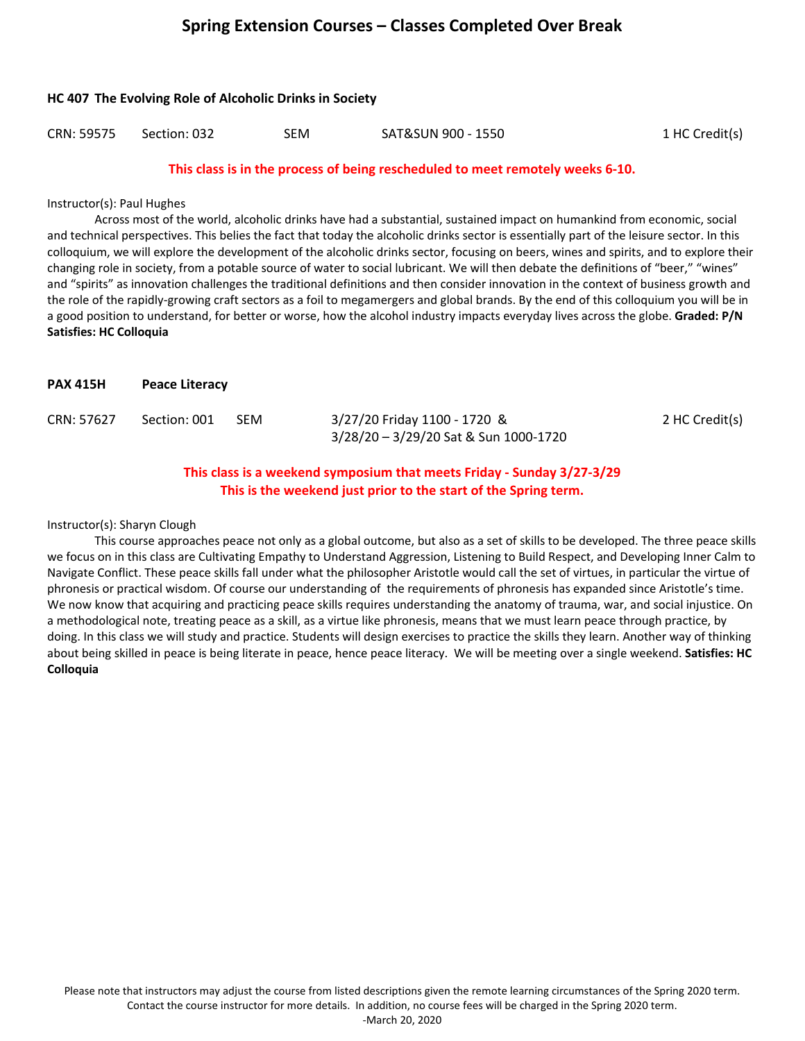# Spring Extension Courses – Classes Completed Over Break

**HC 407 The Evolving Role of Alcoholic Drinks in Society**

CRN: 59575 Section: 032 SEM SAT&SUN 900 - 1550 1 HC Credit(s)

**This class is in the process of being rescheduled to meet remotely weeks 6-10.**

Instructor(s): Paul Hughes

Across most of the world, alcoholic drinks have had a substantial, sustained impact on humankind from economic, social and technical perspectives. This belies the fact that today the alcoholic drinks sector is essentially part of the leisure sector. In this colloquium, we will explore the development of the alcoholic drinks sector, focusing on beers, wines and spirits, and to explore their changing role in society, from a potable source of water to social lubricant. We will then debate the definitions of "beer," "wines" and "spirits" as innovation challenges the traditional definitions and then consider innovation in the context of business growth and the role of the rapidly-growing craft sectors as a foil to megamergers and global brands. By the end of this colloquium you will be in a good position to understand, for better or worse, how the alcohol industry impacts everyday lives across the globe. **Graded: P/N Satisfies: HC Colloquia**

**PAX 415H Peace Literacy**

CRN: 57627 Section: 001 SEM 3/27/20 Friday 1100 - 1720 & 3/28/20 – 3/29/20 Sat & Sun 1000-1720 2 HC Credit(s)

**This class is a weekend symposium that meets Friday - Sunday 3/27-3/29**
**This is the weekend just prior to the start of the Spring term.**

Instructor(s): Sharyn Clough

This course approaches peace not only as a global outcome, but also as a set of skills to be developed. The three peace skills we focus on in this class are Cultivating Empathy to Understand Aggression, Listening to Build Respect, and Developing Inner Calm to Navigate Conflict. These peace skills fall under what the philosopher Aristotle would call the set of virtues, in particular the virtue of phronesis or practical wisdom. Of course our understanding of the requirements of phronesis has expanded since Aristotle's time. We now know that acquiring and practicing peace skills requires understanding the anatomy of trauma, war, and social injustice. On a methodological note, treating peace as a skill, as a virtue like phronesis, means that we must learn peace through practice, by doing. In this class we will study and practice. Students will design exercises to practice the skills they learn. Another way of thinking about being skilled in peace is being literate in peace, hence peace literacy. We will be meeting over a single weekend. **Satisfies: HC Colloquia**

Please note that instructors may adjust the course from listed descriptions given the remote learning circumstances of the Spring 2020 term. Contact the course instructor for more details. In addition, no course fees will be charged in the Spring 2020 term.
-March 20, 2020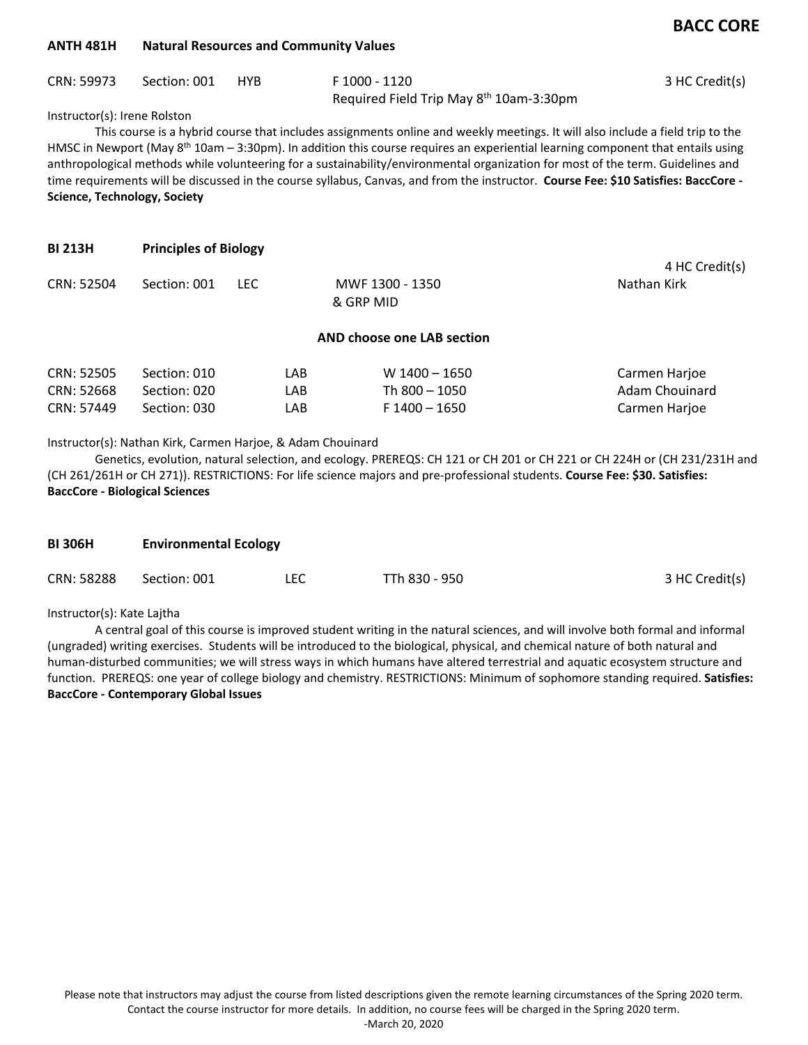## BACC CORE

### ANTH 481H Natural Resources and Community Values

| CRN: 59973 | Section: 001 | HYB | F 1000 - 1120<br>Required Field Trip May 8th 10am-3:30pm | 3 HC Credit(s) |
|---|---|---|---|---|

Instructor(s): Irene Rolston

This course is a hybrid course that includes assignments online and weekly meetings. It will also include a field trip to the HMSC in Newport (May 8th 10am – 3:30pm). In addition this course requires an experiential learning component that entails using anthropological methods while volunteering for a sustainability/environmental organization for most of the term. Guidelines and time requirements will be discussed in the course syllabus, Canvas, and from the instructor. **Course Fee: $10 Satisfies: BaccCore - Science, Technology, Society**

### BI 213H Principles of Biology

4 HC Credit(s)

| CRN: 52504 | Section: 001 | LEC | MWF 1300 - 1350<br>& GRP MID | Nathan Kirk |
|---|---|---|---|---|

**AND choose one LAB section**

| CRN | Section | Type | Time | Instructor |
|---|---|---|---|---|
| CRN: 52505 | Section: 010 | LAB | W 1400 – 1650 | Carmen Harjoe |
| CRN: 52668 | Section: 020 | LAB | Th 800 – 1050 | Adam Chouinard |
| CRN: 57449 | Section: 030 | LAB | F 1400 – 1650 | Carmen Harjoe |

Instructor(s): Nathan Kirk, Carmen Harjoe, & Adam Chouinard

Genetics, evolution, natural selection, and ecology. PREREQS: CH 121 or CH 201 or CH 221 or CH 224H or (CH 231/231H and (CH 261/261H or CH 271)). RESTRICTIONS: For life science majors and pre-professional students. **Course Fee: $30. Satisfies: BaccCore - Biological Sciences**

### BI 306H Environmental Ecology

| CRN: 58288 | Section: 001 | LEC | TTh 830 - 950 | 3 HC Credit(s) |
|---|---|---|---|---|

Instructor(s): Kate Lajtha

A central goal of this course is improved student writing in the natural sciences, and will involve both formal and informal (ungraded) writing exercises. Students will be introduced to the biological, physical, and chemical nature of both natural and human-disturbed communities; we will stress ways in which humans have altered terrestrial and aquatic ecosystem structure and function. PREREQS: one year of college biology and chemistry. RESTRICTIONS: Minimum of sophomore standing required. **Satisfies: BaccCore - Contemporary Global Issues**

Please note that instructors may adjust the course from listed descriptions given the remote learning circumstances of the Spring 2020 term. Contact the course instructor for more details. In addition, no course fees will be charged in the Spring 2020 term.
-March 20, 2020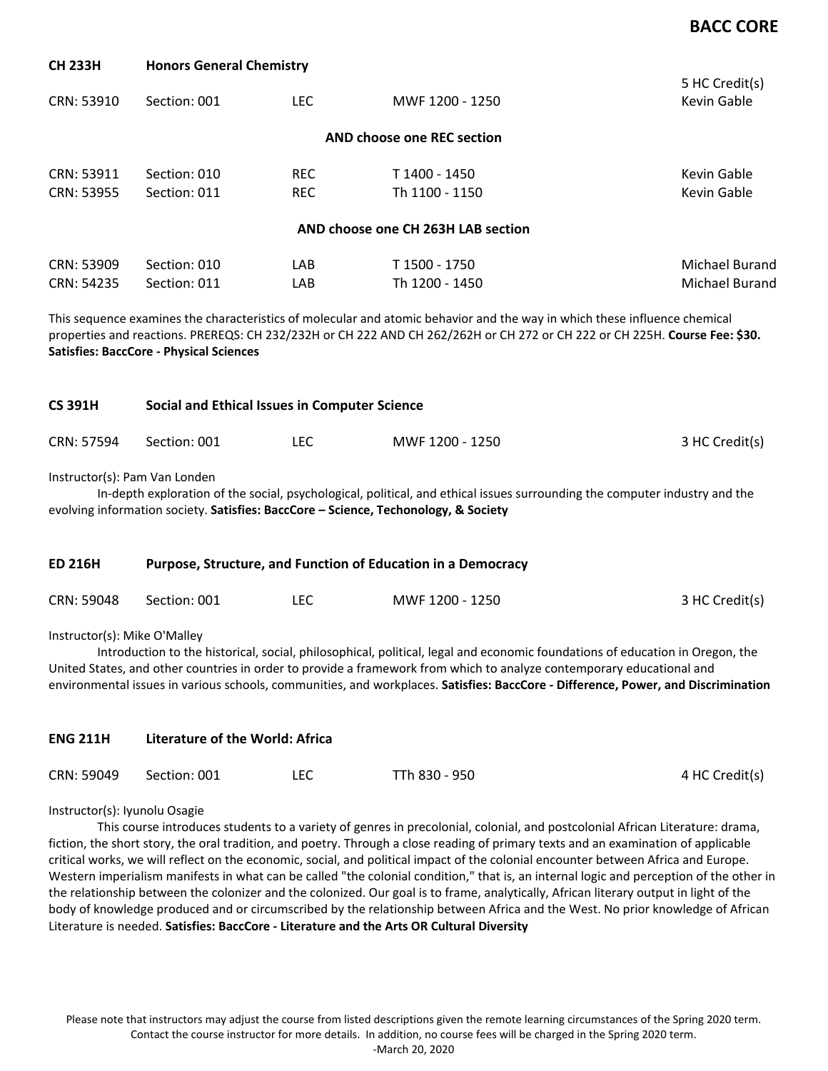## CH 233H Honors General Chemistry

| | | | | |
|---|---|---|---|---|
| CRN: 53910 | Section: 001 | LEC | MWF 1200 - 1250 | 5 HC Credit(s) Kevin Gable |

**AND choose one REC section**

| | | | | |
|---|---|---|---|---|
| CRN: 53911 | Section: 010 | REC | T 1400 - 1450 | Kevin Gable |
| CRN: 53955 | Section: 011 | REC | Th 1100 - 1150 | Kevin Gable |

**AND choose one CH 263H LAB section**

| | | | | |
|---|---|---|---|---|
| CRN: 53909 | Section: 010 | LAB | T 1500 - 1750 | Michael Burand |
| CRN: 54235 | Section: 011 | LAB | Th 1200 - 1450 | Michael Burand |

This sequence examines the characteristics of molecular and atomic behavior and the way in which these influence chemical properties and reactions. PREREQS: CH 232/232H or CH 222 AND CH 262/262H or CH 272 or CH 222 or CH 225H. **Course Fee: $30. Satisfies: BaccCore - Physical Sciences**

## CS 391H Social and Ethical Issues in Computer Science

| | | | | |
|---|---|---|---|---|
| CRN: 57594 | Section: 001 | LEC | MWF 1200 - 1250 | 3 HC Credit(s) |

Instructor(s): Pam Van Londen

In-depth exploration of the social, psychological, political, and ethical issues surrounding the computer industry and the evolving information society. **Satisfies: BaccCore – Science, Techonology, & Society**

## ED 216H Purpose, Structure, and Function of Education in a Democracy

| | | | | |
|---|---|---|---|---|
| CRN: 59048 | Section: 001 | LEC | MWF 1200 - 1250 | 3 HC Credit(s) |

Instructor(s): Mike O'Malley

Introduction to the historical, social, philosophical, political, legal and economic foundations of education in Oregon, the United States, and other countries in order to provide a framework from which to analyze contemporary educational and environmental issues in various schools, communities, and workplaces. **Satisfies: BaccCore - Difference, Power, and Discrimination**

## ENG 211H Literature of the World: Africa

| | | | | |
|---|---|---|---|---|
| CRN: 59049 | Section: 001 | LEC | TTh 830 - 950 | 4 HC Credit(s) |

Instructor(s): Iyunolu Osagie

This course introduces students to a variety of genres in precolonial, colonial, and postcolonial African Literature: drama, fiction, the short story, the oral tradition, and poetry. Through a close reading of primary texts and an examination of applicable critical works, we will reflect on the economic, social, and political impact of the colonial encounter between Africa and Europe. Western imperialism manifests in what can be called "the colonial condition," that is, an internal logic and perception of the other in the relationship between the colonizer and the colonized. Our goal is to frame, analytically, African literary output in light of the body of knowledge produced and or circumscribed by the relationship between Africa and the West. No prior knowledge of African Literature is needed. **Satisfies: BaccCore - Literature and the Arts OR Cultural Diversity**

Please note that instructors may adjust the course from listed descriptions given the remote learning circumstances of the Spring 2020 term. Contact the course instructor for more details. In addition, no course fees will be charged in the Spring 2020 term.
-March 20, 2020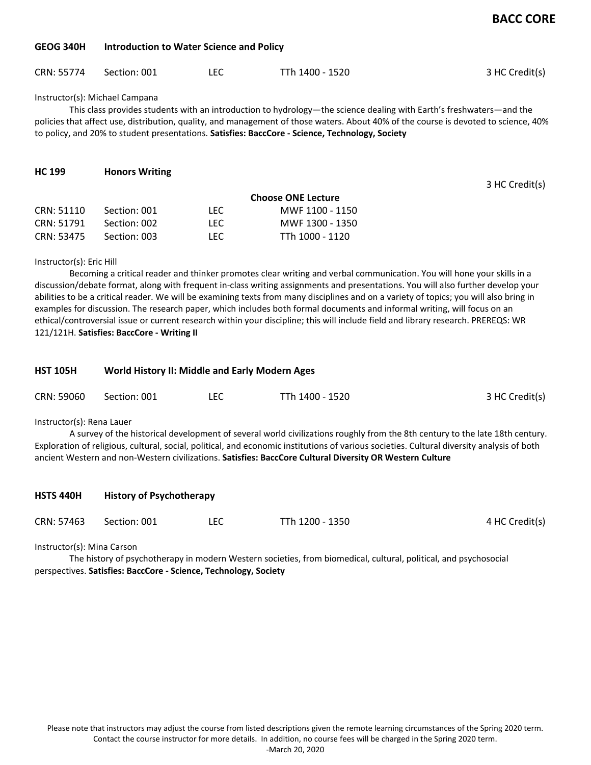## GEOG 340H Introduction to Water Science and Policy

| CRN: 55774 | Section: 001 | LEC | TTh 1400 - 1520 | 3 HC Credit(s) |
|---|---|---|---|---|

Instructor(s): Michael Campana

This class provides students with an introduction to hydrology—the science dealing with Earth's freshwaters—and the policies that affect use, distribution, quality, and management of those waters. About 40% of the course is devoted to science, 40% to policy, and 20% to student presentations. **Satisfies: BaccCore - Science, Technology, Society**

## HC 199 Honors Writing

3 HC Credit(s)

**Choose ONE Lecture**

| CRN | Section | Type | Time |
|---|---|---|---|
| CRN: 51110 | Section: 001 | LEC | MWF 1100 - 1150 |
| CRN: 51791 | Section: 002 | LEC | MWF 1300 - 1350 |
| CRN: 53475 | Section: 003 | LEC | TTh 1000 - 1120 |

Instructor(s): Eric Hill

Becoming a critical reader and thinker promotes clear writing and verbal communication. You will hone your skills in a discussion/debate format, along with frequent in-class writing assignments and presentations. You will also further develop your abilities to be a critical reader. We will be examining texts from many disciplines and on a variety of topics; you will also bring in examples for discussion. The research paper, which includes both formal documents and informal writing, will focus on an ethical/controversial issue or current research within your discipline; this will include field and library research. PREREQS: WR 121/121H. **Satisfies: BaccCore - Writing II**

## HST 105H World History II: Middle and Early Modern Ages

| CRN: 59060 | Section: 001 | LEC | TTh 1400 - 1520 | 3 HC Credit(s) |
|---|---|---|---|---|

Instructor(s): Rena Lauer

A survey of the historical development of several world civilizations roughly from the 8th century to the late 18th century. Exploration of religious, cultural, social, political, and economic institutions of various societies. Cultural diversity analysis of both ancient Western and non-Western civilizations. **Satisfies: BaccCore Cultural Diversity OR Western Culture**

## HSTS 440H History of Psychotherapy

| CRN: 57463 | Section: 001 | LEC | TTh 1200 - 1350 | 4 HC Credit(s) |
|---|---|---|---|---|

Instructor(s): Mina Carson

The history of psychotherapy in modern Western societies, from biomedical, cultural, political, and psychosocial perspectives. **Satisfies: BaccCore - Science, Technology, Society**

Please note that instructors may adjust the course from listed descriptions given the remote learning circumstances of the Spring 2020 term. Contact the course instructor for more details. In addition, no course fees will be charged in the Spring 2020 term.
-March 20, 2020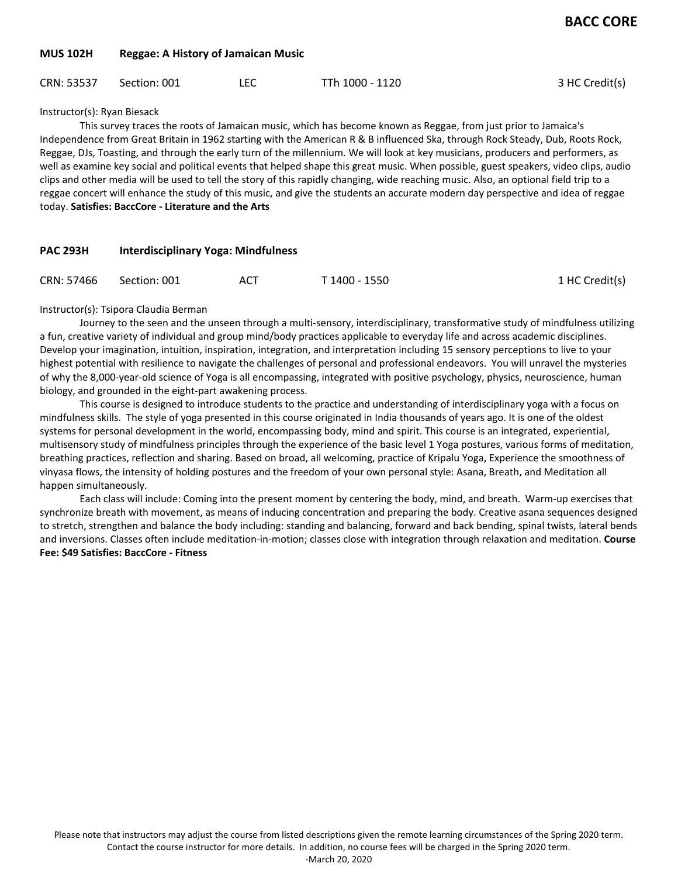## MUS 102H Reggae: A History of Jamaican Music

CRN: 53537 Section: 001 LEC TTh 1000 - 1120 3 HC Credit(s)

Instructor(s): Ryan Biesack

This survey traces the roots of Jamaican music, which has become known as Reggae, from just prior to Jamaica's Independence from Great Britain in 1962 starting with the American R & B influenced Ska, through Rock Steady, Dub, Roots Rock, Reggae, DJs, Toasting, and through the early turn of the millennium. We will look at key musicians, producers and performers, as well as examine key social and political events that helped shape this great music. When possible, guest speakers, video clips, audio clips and other media will be used to tell the story of this rapidly changing, wide reaching music. Also, an optional field trip to a reggae concert will enhance the study of this music, and give the students an accurate modern day perspective and idea of reggae today. **Satisfies: BaccCore - Literature and the Arts**

## PAC 293H Interdisciplinary Yoga: Mindfulness

CRN: 57466 Section: 001 ACT T 1400 - 1550 1 HC Credit(s)

Instructor(s): Tsipora Claudia Berman

Journey to the seen and the unseen through a multi-sensory, interdisciplinary, transformative study of mindfulness utilizing a fun, creative variety of individual and group mind/body practices applicable to everyday life and across academic disciplines. Develop your imagination, intuition, inspiration, integration, and interpretation including 15 sensory perceptions to live to your highest potential with resilience to navigate the challenges of personal and professional endeavors. You will unravel the mysteries of why the 8,000-year-old science of Yoga is all encompassing, integrated with positive psychology, physics, neuroscience, human biology, and grounded in the eight-part awakening process.

This course is designed to introduce students to the practice and understanding of interdisciplinary yoga with a focus on mindfulness skills. The style of yoga presented in this course originated in India thousands of years ago. It is one of the oldest systems for personal development in the world, encompassing body, mind and spirit. This course is an integrated, experiential, multisensory study of mindfulness principles through the experience of the basic level 1 Yoga postures, various forms of meditation, breathing practices, reflection and sharing. Based on broad, all welcoming, practice of Kripalu Yoga, Experience the smoothness of vinyasa flows, the intensity of holding postures and the freedom of your own personal style: Asana, Breath, and Meditation all happen simultaneously.

Each class will include: Coming into the present moment by centering the body, mind, and breath. Warm-up exercises that synchronize breath with movement, as means of inducing concentration and preparing the body. Creative asana sequences designed to stretch, strengthen and balance the body including: standing and balancing, forward and back bending, spinal twists, lateral bends and inversions. Classes often include meditation-in-motion; classes close with integration through relaxation and meditation. **Course Fee: $49 Satisfies: BaccCore - Fitness**

Please note that instructors may adjust the course from listed descriptions given the remote learning circumstances of the Spring 2020 term. Contact the course instructor for more details. In addition, no course fees will be charged in the Spring 2020 term.
-March 20, 2020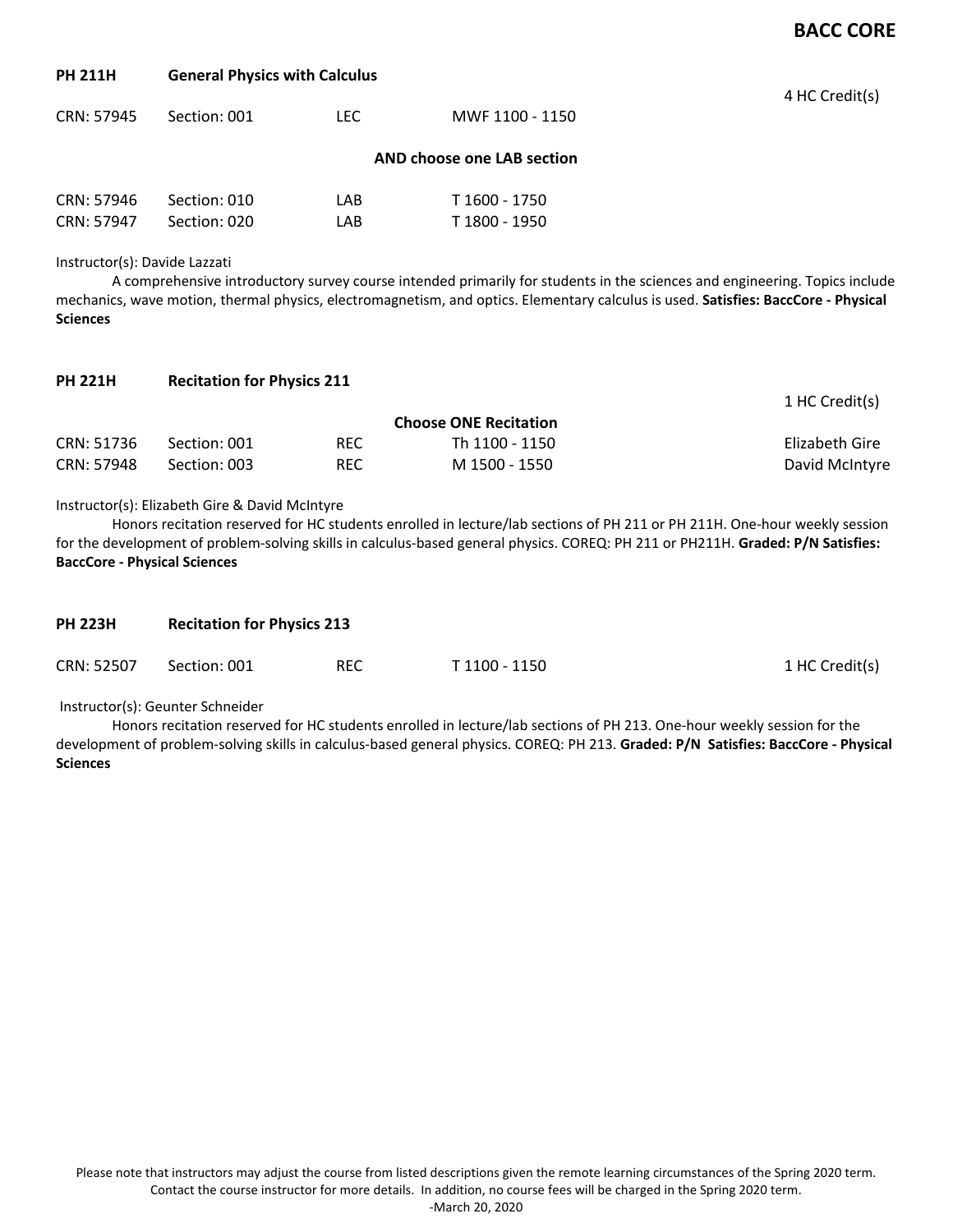## BACC CORE

### PH 211H General Physics with Calculus

4 HC Credit(s)

| CRN | Section | Type | Time |
|---|---|---|---|
| CRN: 57945 | Section: 001 | LEC | MWF 1100 - 1150 |

**AND choose one LAB section**

| CRN | Section | Type | Time |
|---|---|---|---|
| CRN: 57946 | Section: 010 | LAB | T 1600 - 1750 |
| CRN: 57947 | Section: 020 | LAB | T 1800 - 1950 |

Instructor(s): Davide Lazzati

A comprehensive introductory survey course intended primarily for students in the sciences and engineering. Topics include mechanics, wave motion, thermal physics, electromagnetism, and optics. Elementary calculus is used. **Satisfies: BaccCore - Physical Sciences**

### PH 221H Recitation for Physics 211

1 HC Credit(s)

**Choose ONE Recitation**

| CRN | Section | Type | Time | Instructor |
|---|---|---|---|---|
| CRN: 51736 | Section: 001 | REC | Th 1100 - 1150 | Elizabeth Gire |
| CRN: 57948 | Section: 003 | REC | M 1500 - 1550 | David McIntyre |

Instructor(s): Elizabeth Gire & David McIntyre

Honors recitation reserved for HC students enrolled in lecture/lab sections of PH 211 or PH 211H. One-hour weekly session for the development of problem-solving skills in calculus-based general physics. COREQ: PH 211 or PH211H. **Graded: P/N Satisfies: BaccCore - Physical Sciences**

### PH 223H Recitation for Physics 213

| CRN | Section | Type | Time | Credits |
|---|---|---|---|---|
| CRN: 52507 | Section: 001 | REC | T 1100 - 1150 | 1 HC Credit(s) |

Instructor(s): Geunter Schneider

Honors recitation reserved for HC students enrolled in lecture/lab sections of PH 213. One-hour weekly session for the development of problem-solving skills in calculus-based general physics. COREQ: PH 213. **Graded: P/N Satisfies: BaccCore - Physical Sciences**

Please note that instructors may adjust the course from listed descriptions given the remote learning circumstances of the Spring 2020 term. Contact the course instructor for more details. In addition, no course fees will be charged in the Spring 2020 term.
-March 20, 2020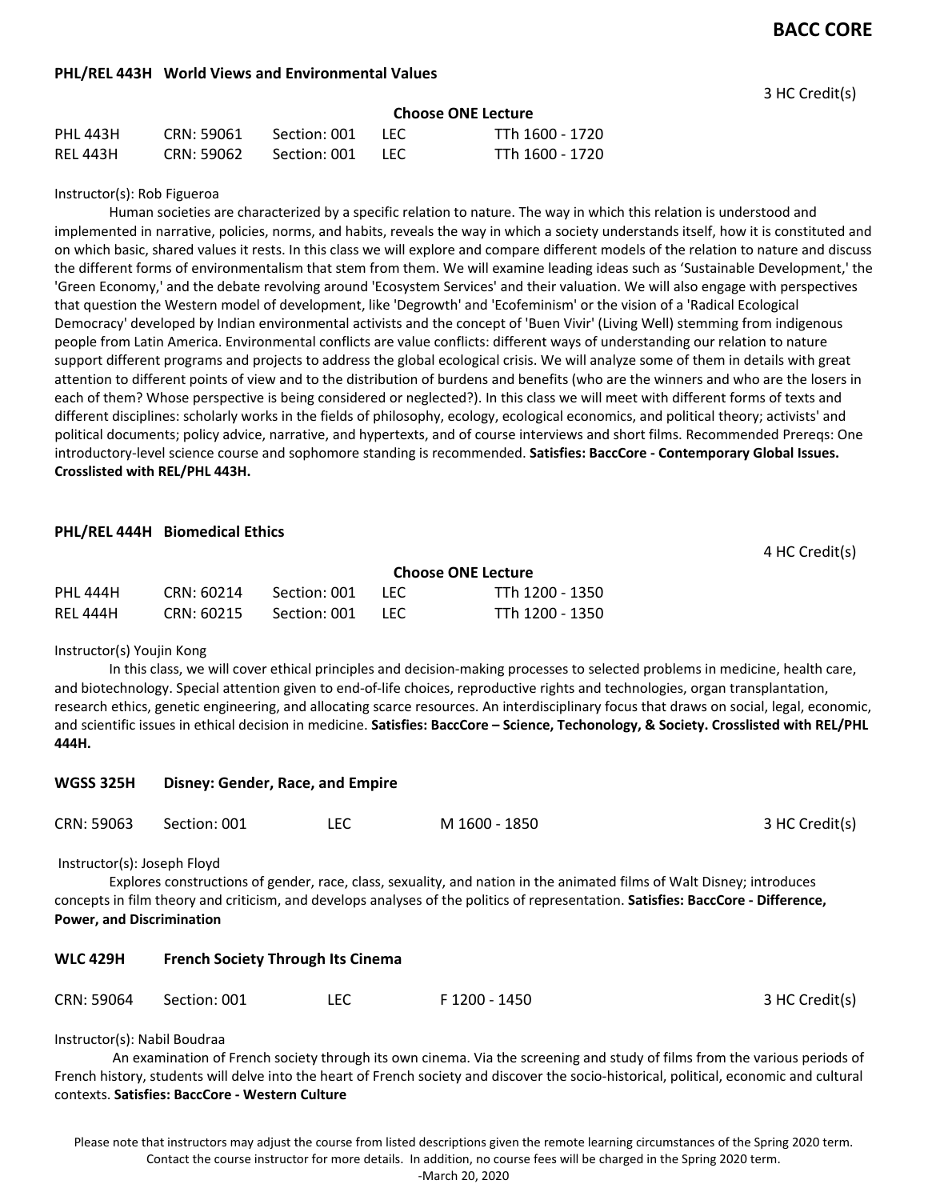## PHL/REL 443H World Views and Environmental Values

3 HC Credit(s)

**Choose ONE Lecture**

| | | | | |
|---|---|---|---|---|
| PHL 443H | CRN: 59061 | Section: 001 | LEC | TTh 1600 - 1720 |
| REL 443H | CRN: 59062 | Section: 001 | LEC | TTh 1600 - 1720 |

Instructor(s): Rob Figueroa

Human societies are characterized by a specific relation to nature. The way in which this relation is understood and implemented in narrative, policies, norms, and habits, reveals the way in which a society understands itself, how it is constituted and on which basic, shared values it rests. In this class we will explore and compare different models of the relation to nature and discuss the different forms of environmentalism that stem from them. We will examine leading ideas such as 'Sustainable Development,' the 'Green Economy,' and the debate revolving around 'Ecosystem Services' and their valuation. We will also engage with perspectives that question the Western model of development, like 'Degrowth' and 'Ecofeminism' or the vision of a 'Radical Ecological Democracy' developed by Indian environmental activists and the concept of 'Buen Vivir' (Living Well) stemming from indigenous people from Latin America. Environmental conflicts are value conflicts: different ways of understanding our relation to nature support different programs and projects to address the global ecological crisis. We will analyze some of them in details with great attention to different points of view and to the distribution of burdens and benefits (who are the winners and who are the losers in each of them? Whose perspective is being considered or neglected?). In this class we will meet with different forms of texts and different disciplines: scholarly works in the fields of philosophy, ecology, ecological economics, and political theory; activists' and political documents; policy advice, narrative, and hypertexts, and of course interviews and short films. Recommended Prereqs: One introductory-level science course and sophomore standing is recommended. **Satisfies: BaccCore - Contemporary Global Issues. Crosslisted with REL/PHL 443H.**

## PHL/REL 444H Biomedical Ethics

4 HC Credit(s)

**Choose ONE Lecture**

| | | | | |
|---|---|---|---|---|
| PHL 444H | CRN: 60214 | Section: 001 | LEC | TTh 1200 - 1350 |
| REL 444H | CRN: 60215 | Section: 001 | LEC | TTh 1200 - 1350 |

Instructor(s) Youjin Kong

In this class, we will cover ethical principles and decision-making processes to selected problems in medicine, health care, and biotechnology. Special attention given to end-of-life choices, reproductive rights and technologies, organ transplantation, research ethics, genetic engineering, and allocating scarce resources. An interdisciplinary focus that draws on social, legal, economic, and scientific issues in ethical decision in medicine. **Satisfies: BaccCore – Science, Techonology, & Society. Crosslisted with REL/PHL 444H.**

## WGSS 325H Disney: Gender, Race, and Empire

CRN: 59063 | Section: 001 | LEC | M 1600 - 1850 | 3 HC Credit(s)

Instructor(s): Joseph Floyd

Explores constructions of gender, race, class, sexuality, and nation in the animated films of Walt Disney; introduces concepts in film theory and criticism, and develops analyses of the politics of representation. **Satisfies: BaccCore - Difference, Power, and Discrimination**

## WLC 429H French Society Through Its Cinema

CRN: 59064 | Section: 001 | LEC | F 1200 - 1450 | 3 HC Credit(s)

Instructor(s): Nabil Boudraa

An examination of French society through its own cinema. Via the screening and study of films from the various periods of French history, students will delve into the heart of French society and discover the socio-historical, political, economic and cultural contexts. **Satisfies: BaccCore - Western Culture**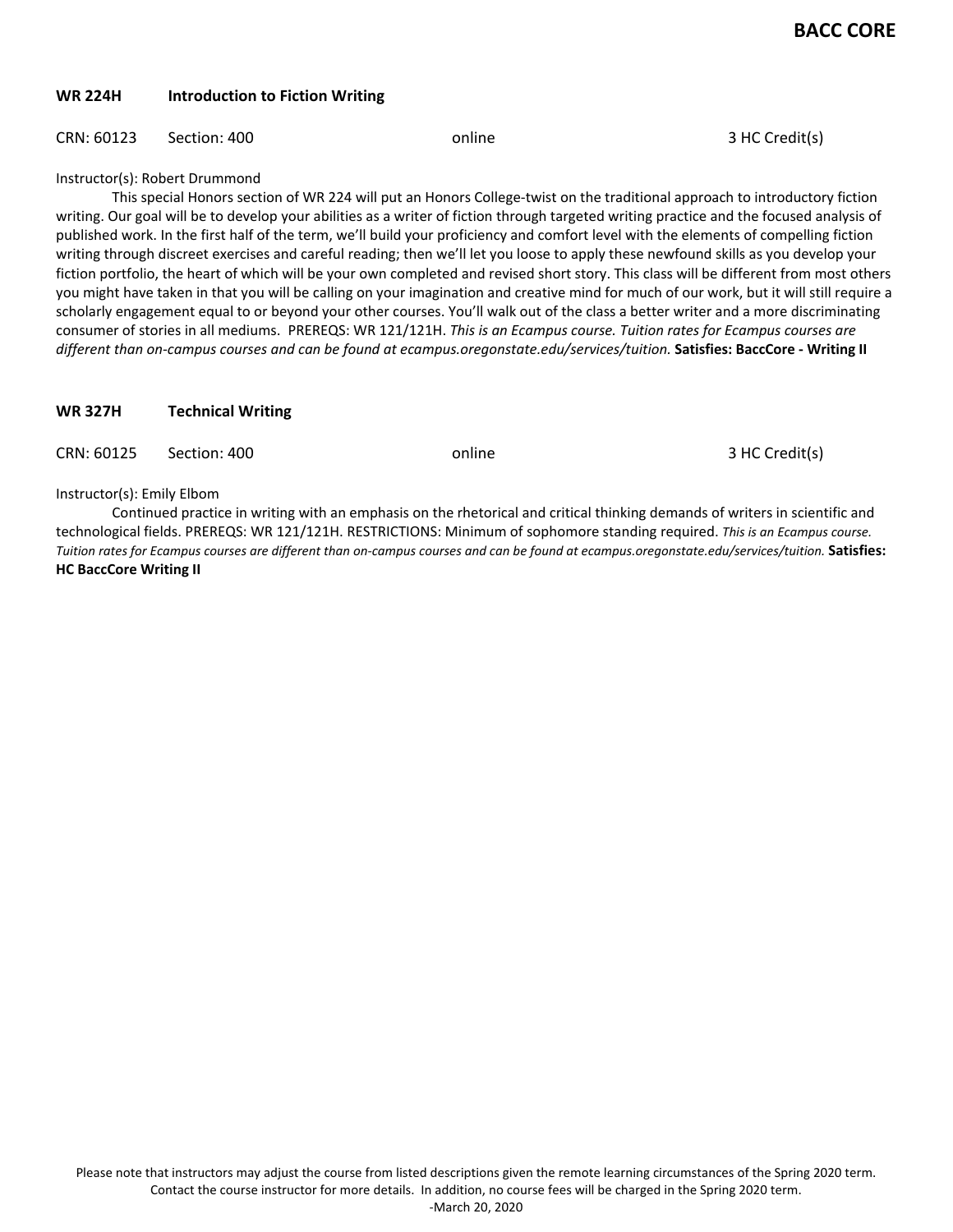## BACC CORE

### WR 224H Introduction to Fiction Writing

CRN: 60123 Section: 400 online 3 HC Credit(s)

Instructor(s): Robert Drummond

This special Honors section of WR 224 will put an Honors College-twist on the traditional approach to introductory fiction writing. Our goal will be to develop your abilities as a writer of fiction through targeted writing practice and the focused analysis of published work. In the first half of the term, we'll build your proficiency and comfort level with the elements of compelling fiction writing through discreet exercises and careful reading; then we'll let you loose to apply these newfound skills as you develop your fiction portfolio, the heart of which will be your own completed and revised short story. This class will be different from most others you might have taken in that you will be calling on your imagination and creative mind for much of our work, but it will still require a scholarly engagement equal to or beyond your other courses. You'll walk out of the class a better writer and a more discriminating consumer of stories in all mediums. PREREQS: WR 121/121H. *This is an Ecampus course. Tuition rates for Ecampus courses are different than on-campus courses and can be found at ecampus.oregonstate.edu/services/tuition.* **Satisfies: BaccCore - Writing II**

### WR 327H Technical Writing

CRN: 60125 Section: 400 online 3 HC Credit(s)

Instructor(s): Emily Elbom

Continued practice in writing with an emphasis on the rhetorical and critical thinking demands of writers in scientific and technological fields. PREREQS: WR 121/121H. RESTRICTIONS: Minimum of sophomore standing required. *This is an Ecampus course. Tuition rates for Ecampus courses are different than on-campus courses and can be found at ecampus.oregonstate.edu/services/tuition.* **Satisfies: HC BaccCore Writing II**

Please note that instructors may adjust the course from listed descriptions given the remote learning circumstances of the Spring 2020 term. Contact the course instructor for more details. In addition, no course fees will be charged in the Spring 2020 term.
-March 20, 2020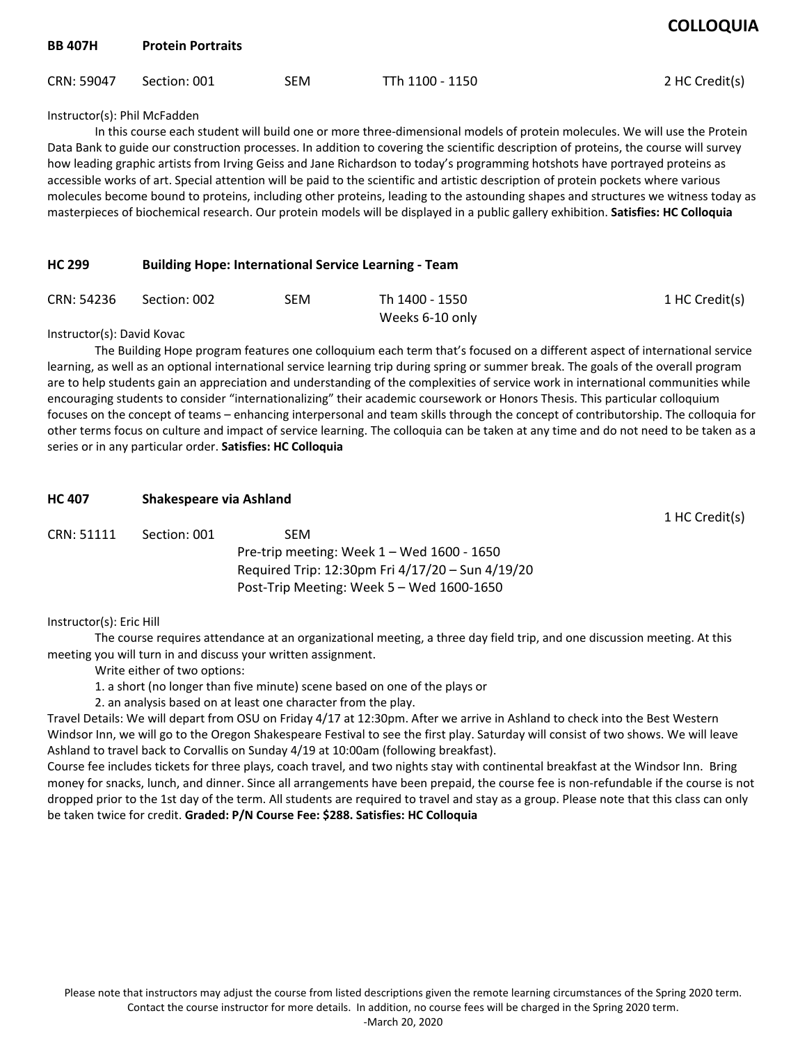# COLLOQUIA

## BB 407H Protein Portraits

CRN: 59047 | Section: 001 | SEM | TTh 1100 - 1150 | 2 HC Credit(s)

Instructor(s): Phil McFadden

In this course each student will build one or more three-dimensional models of protein molecules. We will use the Protein Data Bank to guide our construction processes. In addition to covering the scientific description of proteins, the course will survey how leading graphic artists from Irving Geiss and Jane Richardson to today's programming hotshots have portrayed proteins as accessible works of art. Special attention will be paid to the scientific and artistic description of protein pockets where various molecules become bound to proteins, including other proteins, leading to the astounding shapes and structures we witness today as masterpieces of biochemical research. Our protein models will be displayed in a public gallery exhibition. **Satisfies: HC Colloquia**

## HC 299 Building Hope: International Service Learning - Team

CRN: 54236 | Section: 002 | SEM | Th 1400 - 1550, Weeks 6-10 only | 1 HC Credit(s)

Instructor(s): David Kovac

The Building Hope program features one colloquium each term that's focused on a different aspect of international service learning, as well as an optional international service learning trip during spring or summer break. The goals of the overall program are to help students gain an appreciation and understanding of the complexities of service work in international communities while encouraging students to consider "internationalizing" their academic coursework or Honors Thesis. This particular colloquium focuses on the concept of teams – enhancing interpersonal and team skills through the concept of contributorship. The colloquia for other terms focus on culture and impact of service learning. The colloquia can be taken at any time and do not need to be taken as a series or in any particular order. **Satisfies: HC Colloquia**

## HC 407 Shakespeare via Ashland

1 HC Credit(s)

CRN: 51111 | Section: 001 | SEM

Pre-trip meeting: Week 1 – Wed 1600 - 1650
Required Trip: 12:30pm Fri 4/17/20 – Sun 4/19/20
Post-Trip Meeting: Week 5 – Wed 1600-1650

Instructor(s): Eric Hill

The course requires attendance at an organizational meeting, a three day field trip, and one discussion meeting. At this meeting you will turn in and discuss your written assignment.

Write either of two options:

1. a short (no longer than five minute) scene based on one of the plays or
2. an analysis based on at least one character from the play.

Travel Details: We will depart from OSU on Friday 4/17 at 12:30pm. After we arrive in Ashland to check into the Best Western Windsor Inn, we will go to the Oregon Shakespeare Festival to see the first play. Saturday will consist of two shows. We will leave Ashland to travel back to Corvallis on Sunday 4/19 at 10:00am (following breakfast).

Course fee includes tickets for three plays, coach travel, and two nights stay with continental breakfast at the Windsor Inn. Bring money for snacks, lunch, and dinner. Since all arrangements have been prepaid, the course fee is non-refundable if the course is not dropped prior to the 1st day of the term. All students are required to travel and stay as a group. Please note that this class can only be taken twice for credit. **Graded: P/N Course Fee: $288. Satisfies: HC Colloquia**

Please note that instructors may adjust the course from listed descriptions given the remote learning circumstances of the Spring 2020 term. Contact the course instructor for more details. In addition, no course fees will be charged in the Spring 2020 term.
-March 20, 2020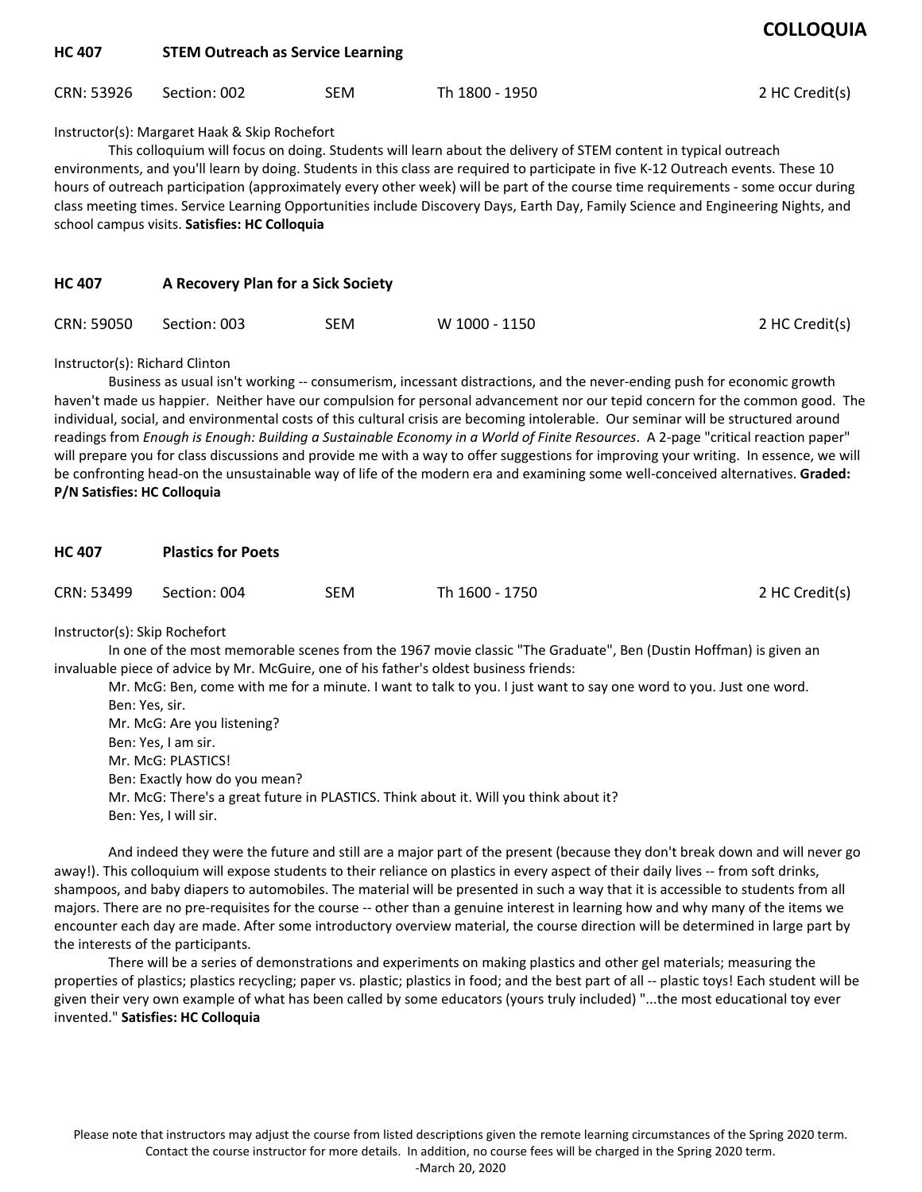# COLLOQUIA

## HC 407 STEM Outreach as Service Learning

CRN: 53926 Section: 002 SEM Th 1800 - 1950 2 HC Credit(s)

Instructor(s): Margaret Haak & Skip Rochefort

This colloquium will focus on doing. Students will learn about the delivery of STEM content in typical outreach environments, and you'll learn by doing. Students in this class are required to participate in five K-12 Outreach events. These 10 hours of outreach participation (approximately every other week) will be part of the course time requirements - some occur during class meeting times. Service Learning Opportunities include Discovery Days, Earth Day, Family Science and Engineering Nights, and school campus visits. **Satisfies: HC Colloquia**

## HC 407 A Recovery Plan for a Sick Society

CRN: 59050 Section: 003 SEM W 1000 - 1150 2 HC Credit(s)

Instructor(s): Richard Clinton

Business as usual isn't working -- consumerism, incessant distractions, and the never-ending push for economic growth haven't made us happier. Neither have our compulsion for personal advancement nor our tepid concern for the common good. The individual, social, and environmental costs of this cultural crisis are becoming intolerable. Our seminar will be structured around readings from *Enough is Enough: Building a Sustainable Economy in a World of Finite Resources*. A 2-page "critical reaction paper" will prepare you for class discussions and provide me with a way to offer suggestions for improving your writing. In essence, we will be confronting head-on the unsustainable way of life of the modern era and examining some well-conceived alternatives. **Graded: P/N Satisfies: HC Colloquia**

## HC 407 Plastics for Poets

CRN: 53499 Section: 004 SEM Th 1600 - 1750 2 HC Credit(s)

Instructor(s): Skip Rochefort

In one of the most memorable scenes from the 1967 movie classic "The Graduate", Ben (Dustin Hoffman) is given an invaluable piece of advice by Mr. McGuire, one of his father's oldest business friends:

Mr. McG: Ben, come with me for a minute. I want to talk to you. I just want to say one word to you. Just one word.
Ben: Yes, sir.
Mr. McG: Are you listening?
Ben: Yes, I am sir.
Mr. McG: PLASTICS!
Ben: Exactly how do you mean?
Mr. McG: There's a great future in PLASTICS. Think about it. Will you think about it?
Ben: Yes, I will sir.

And indeed they were the future and still are a major part of the present (because they don't break down and will never go away!). This colloquium will expose students to their reliance on plastics in every aspect of their daily lives -- from soft drinks, shampoos, and baby diapers to automobiles. The material will be presented in such a way that it is accessible to students from all majors. There are no pre-requisites for the course -- other than a genuine interest in learning how and why many of the items we encounter each day are made. After some introductory overview material, the course direction will be determined in large part by the interests of the participants.

There will be a series of demonstrations and experiments on making plastics and other gel materials; measuring the properties of plastics; plastics recycling; paper vs. plastic; plastics in food; and the best part of all -- plastic toys! Each student will be given their very own example of what has been called by some educators (yours truly included) "...the most educational toy ever invented." **Satisfies: HC Colloquia**

Please note that instructors may adjust the course from listed descriptions given the remote learning circumstances of the Spring 2020 term. Contact the course instructor for more details. In addition, no course fees will be charged in the Spring 2020 term.
-March 20, 2020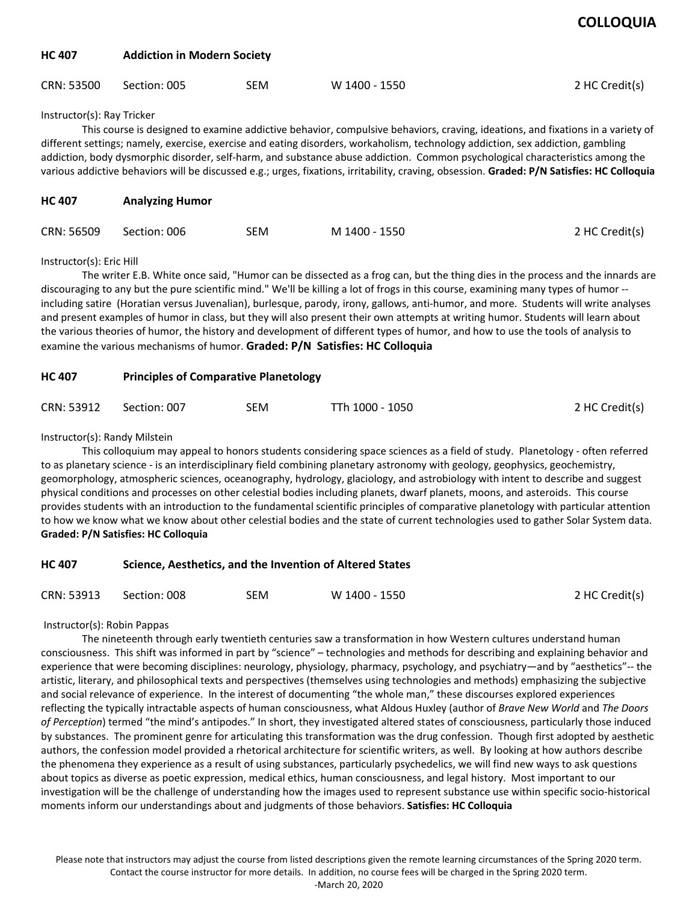# COLLOQUIA

**HC 407 Addiction in Modern Society**

CRN: 53500 Section: 005 SEM W 1400 - 1550 2 HC Credit(s)

Instructor(s): Ray Tricker

This course is designed to examine addictive behavior, compulsive behaviors, craving, ideations, and fixations in a variety of different settings; namely, exercise, exercise and eating disorders, workaholism, technology addiction, sex addiction, gambling addiction, body dysmorphic disorder, self-harm, and substance abuse addiction. Common psychological characteristics among the various addictive behaviors will be discussed e.g.; urges, fixations, irritability, craving, obsession. **Graded: P/N Satisfies: HC Colloquia**

**HC 407 Analyzing Humor**

CRN: 56509 Section: 006 SEM M 1400 - 1550 2 HC Credit(s)

Instructor(s): Eric Hill

The writer E.B. White once said, "Humor can be dissected as a frog can, but the thing dies in the process and the innards are discouraging to any but the pure scientific mind." We'll be killing a lot of frogs in this course, examining many types of humor -- including satire (Horatian versus Juvenalian), burlesque, parody, irony, gallows, anti-humor, and more. Students will write analyses and present examples of humor in class, but they will also present their own attempts at writing humor. Students will learn about the various theories of humor, the history and development of different types of humor, and how to use the tools of analysis to examine the various mechanisms of humor. **Graded: P/N Satisfies: HC Colloquia**

**HC 407 Principles of Comparative Planetology**

CRN: 53912 Section: 007 SEM TTh 1000 - 1050 2 HC Credit(s)

Instructor(s): Randy Milstein

This colloquium may appeal to honors students considering space sciences as a field of study. Planetology - often referred to as planetary science - is an interdisciplinary field combining planetary astronomy with geology, geophysics, geochemistry, geomorphology, atmospheric sciences, oceanography, hydrology, glaciology, and astrobiology with intent to describe and suggest physical conditions and processes on other celestial bodies including planets, dwarf planets, moons, and asteroids. This course provides students with an introduction to the fundamental scientific principles of comparative planetology with particular attention to how we know what we know about other celestial bodies and the state of current technologies used to gather Solar System data. **Graded: P/N Satisfies: HC Colloquia**

**HC 407 Science, Aesthetics, and the Invention of Altered States**

CRN: 53913 Section: 008 SEM W 1400 - 1550 2 HC Credit(s)

Instructor(s): Robin Pappas

The nineteenth through early twentieth centuries saw a transformation in how Western cultures understand human consciousness. This shift was informed in part by "science" – technologies and methods for describing and explaining behavior and experience that were becoming disciplines: neurology, physiology, pharmacy, psychology, and psychiatry—and by "aesthetics"-- the artistic, literary, and philosophical texts and perspectives (themselves using technologies and methods) emphasizing the subjective and social relevance of experience. In the interest of documenting "the whole man," these discourses explored experiences reflecting the typically intractable aspects of human consciousness, what Aldous Huxley (author of *Brave New World* and *The Doors of Perception*) termed "the mind's antipodes." In short, they investigated altered states of consciousness, particularly those induced by substances. The prominent genre for articulating this transformation was the drug confession. Though first adopted by aesthetic authors, the confession model provided a rhetorical architecture for scientific writers, as well. By looking at how authors describe the phenomena they experience as a result of using substances, particularly psychedelics, we will find new ways to ask questions about topics as diverse as poetic expression, medical ethics, human consciousness, and legal history. Most important to our investigation will be the challenge of understanding how the images used to represent substance use within specific socio-historical moments inform our understandings about and judgments of those behaviors. **Satisfies: HC Colloquia**

Please note that instructors may adjust the course from listed descriptions given the remote learning circumstances of the Spring 2020 term. Contact the course instructor for more details. In addition, no course fees will be charged in the Spring 2020 term.
-March 20, 2020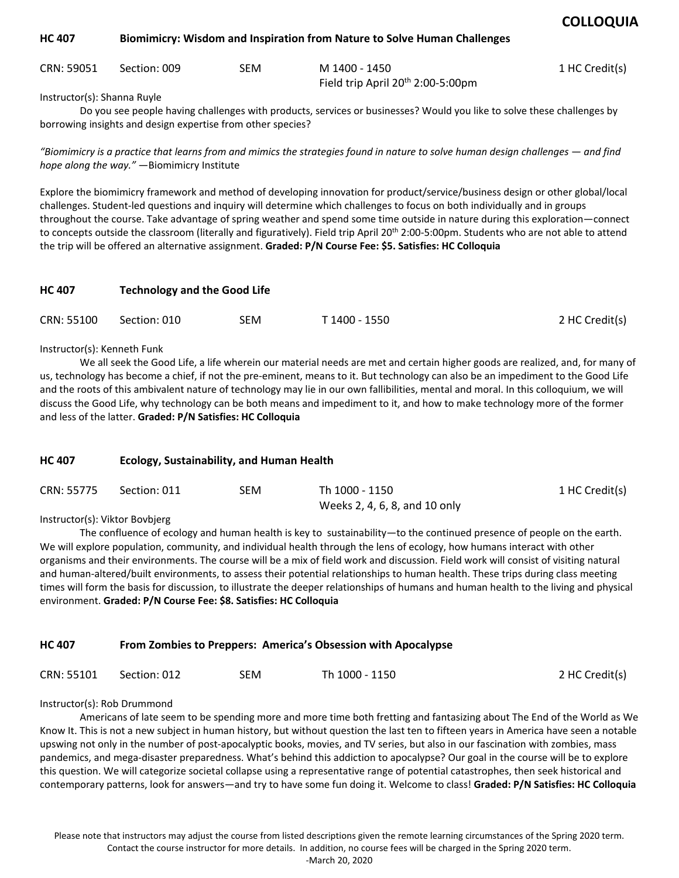# COLLOQUIA

## HC 407 Biomimicry: Wisdom and Inspiration from Nature to Solve Human Challenges

CRN: 59051 Section: 009 SEM M 1400 - 1450 1 HC Credit(s)
Field trip April 20th 2:00-5:00pm

Instructor(s): Shanna Ruyle

Do you see people having challenges with products, services or businesses? Would you like to solve these challenges by borrowing insights and design expertise from other species?

*"Biomimicry is a practice that learns from and mimics the strategies found in nature to solve human design challenges — and find hope along the way."* —Biomimicry Institute

Explore the biomimicry framework and method of developing innovation for product/service/business design or other global/local challenges. Student-led questions and inquiry will determine which challenges to focus on both individually and in groups throughout the course. Take advantage of spring weather and spend some time outside in nature during this exploration—connect to concepts outside the classroom (literally and figuratively). Field trip April 20th 2:00-5:00pm. Students who are not able to attend the trip will be offered an alternative assignment. **Graded: P/N Course Fee: $5. Satisfies: HC Colloquia**

## HC 407 Technology and the Good Life

CRN: 55100 Section: 010 SEM T 1400 - 1550 2 HC Credit(s)

Instructor(s): Kenneth Funk

We all seek the Good Life, a life wherein our material needs are met and certain higher goods are realized, and, for many of us, technology has become a chief, if not the pre-eminent, means to it. But technology can also be an impediment to the Good Life and the roots of this ambivalent nature of technology may lie in our own fallibilities, mental and moral. In this colloquium, we will discuss the Good Life, why technology can be both means and impediment to it, and how to make technology more of the former and less of the latter. **Graded: P/N Satisfies: HC Colloquia**

## HC 407 Ecology, Sustainability, and Human Health

CRN: 55775 Section: 011 SEM Th 1000 - 1150 1 HC Credit(s)
Weeks 2, 4, 6, 8, and 10 only

Instructor(s): Viktor Bovbjerg

The confluence of ecology and human health is key to sustainability—to the continued presence of people on the earth. We will explore population, community, and individual health through the lens of ecology, how humans interact with other organisms and their environments. The course will be a mix of field work and discussion. Field work will consist of visiting natural and human-altered/built environments, to assess their potential relationships to human health. These trips during class meeting times will form the basis for discussion, to illustrate the deeper relationships of humans and human health to the living and physical environment. **Graded: P/N Course Fee: $8. Satisfies: HC Colloquia**

## HC 407 From Zombies to Preppers: America's Obsession with Apocalypse

CRN: 55101 Section: 012 SEM Th 1000 - 1150 2 HC Credit(s)

Instructor(s): Rob Drummond

Americans of late seem to be spending more and more time both fretting and fantasizing about The End of the World as We Know It. This is not a new subject in human history, but without question the last ten to fifteen years in America have seen a notable upswing not only in the number of post-apocalyptic books, movies, and TV series, but also in our fascination with zombies, mass pandemics, and mega-disaster preparedness. What's behind this addiction to apocalypse? Our goal in the course will be to explore this question. We will categorize societal collapse using a representative range of potential catastrophes, then seek historical and contemporary patterns, look for answers—and try to have some fun doing it. Welcome to class! **Graded: P/N Satisfies: HC Colloquia**

Please note that instructors may adjust the course from listed descriptions given the remote learning circumstances of the Spring 2020 term. Contact the course instructor for more details. In addition, no course fees will be charged in the Spring 2020 term.
-March 20, 2020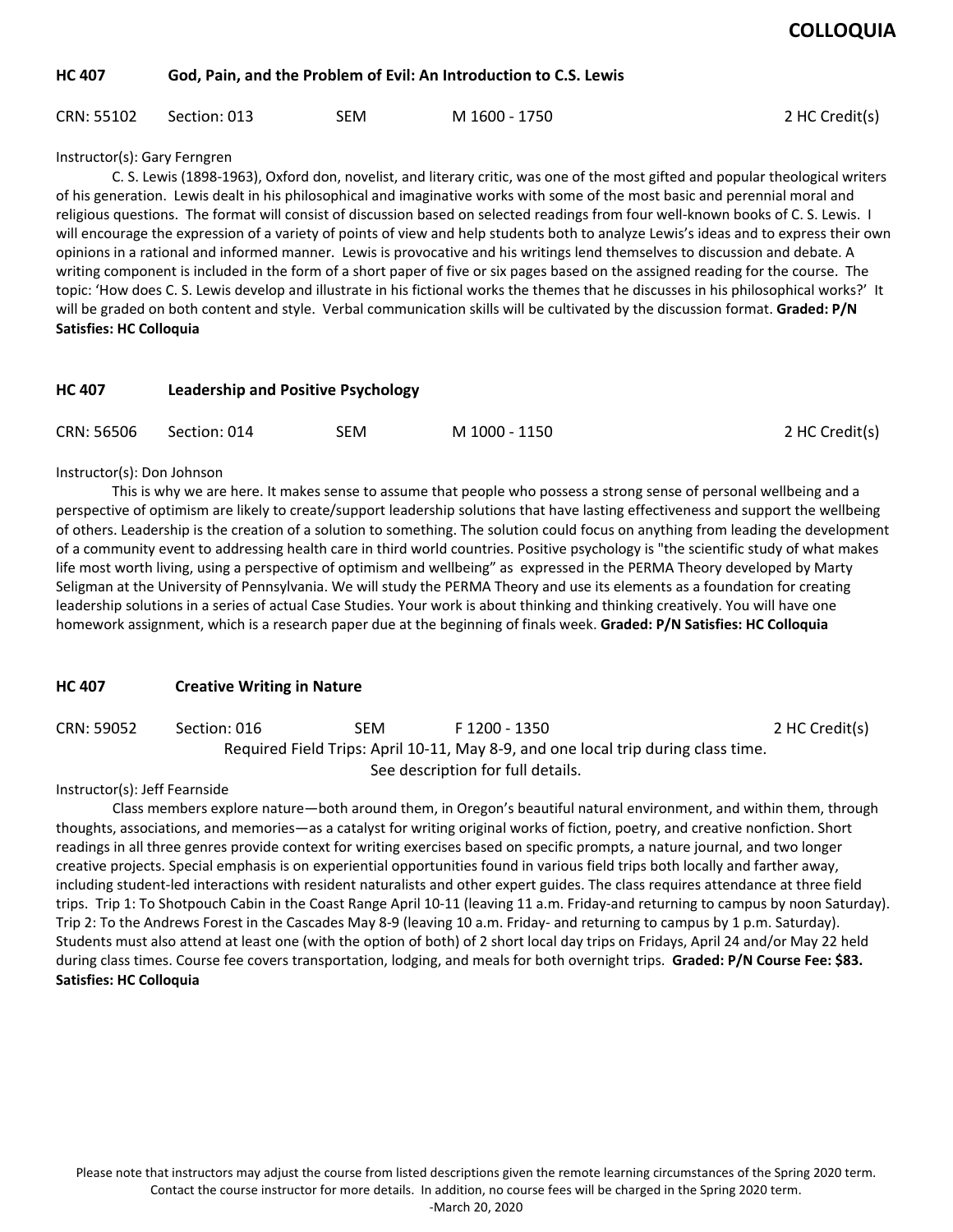# COLLOQUIA

### HC 407 God, Pain, and the Problem of Evil: An Introduction to C.S. Lewis

CRN: 55102 Section: 013 SEM M 1600 - 1750 2 HC Credit(s)

Instructor(s): Gary Ferngren

C. S. Lewis (1898-1963), Oxford don, novelist, and literary critic, was one of the most gifted and popular theological writers of his generation. Lewis dealt in his philosophical and imaginative works with some of the most basic and perennial moral and religious questions. The format will consist of discussion based on selected readings from four well-known books of C. S. Lewis. I will encourage the expression of a variety of points of view and help students both to analyze Lewis's ideas and to express their own opinions in a rational and informed manner. Lewis is provocative and his writings lend themselves to discussion and debate. A writing component is included in the form of a short paper of five or six pages based on the assigned reading for the course. The topic: 'How does C. S. Lewis develop and illustrate in his fictional works the themes that he discusses in his philosophical works?' It will be graded on both content and style. Verbal communication skills will be cultivated by the discussion format. **Graded: P/N Satisfies: HC Colloquia**

### HC 407 Leadership and Positive Psychology

CRN: 56506 Section: 014 SEM M 1000 - 1150 2 HC Credit(s)

Instructor(s): Don Johnson

This is why we are here. It makes sense to assume that people who possess a strong sense of personal wellbeing and a perspective of optimism are likely to create/support leadership solutions that have lasting effectiveness and support the wellbeing of others. Leadership is the creation of a solution to something. The solution could focus on anything from leading the development of a community event to addressing health care in third world countries. Positive psychology is "the scientific study of what makes life most worth living, using a perspective of optimism and wellbeing" as expressed in the PERMA Theory developed by Marty Seligman at the University of Pennsylvania. We will study the PERMA Theory and use its elements as a foundation for creating leadership solutions in a series of actual Case Studies. Your work is about thinking and thinking creatively. You will have one homework assignment, which is a research paper due at the beginning of finals week. **Graded: P/N Satisfies: HC Colloquia**

### HC 407 Creative Writing in Nature

CRN: 59052 Section: 016 SEM F 1200 - 1350 2 HC Credit(s)

Required Field Trips: April 10-11, May 8-9, and one local trip during class time.
See description for full details.

Instructor(s): Jeff Fearnside

Class members explore nature—both around them, in Oregon's beautiful natural environment, and within them, through thoughts, associations, and memories—as a catalyst for writing original works of fiction, poetry, and creative nonfiction. Short readings in all three genres provide context for writing exercises based on specific prompts, a nature journal, and two longer creative projects. Special emphasis is on experiential opportunities found in various field trips both locally and farther away, including student-led interactions with resident naturalists and other expert guides. The class requires attendance at three field trips. Trip 1: To Shotpouch Cabin in the Coast Range April 10-11 (leaving 11 a.m. Friday-and returning to campus by noon Saturday). Trip 2: To the Andrews Forest in the Cascades May 8-9 (leaving 10 a.m. Friday- and returning to campus by 1 p.m. Saturday). Students must also attend at least one (with the option of both) of 2 short local day trips on Fridays, April 24 and/or May 22 held during class times. Course fee covers transportation, lodging, and meals for both overnight trips. **Graded: P/N Course Fee: $83. Satisfies: HC Colloquia**

Please note that instructors may adjust the course from listed descriptions given the remote learning circumstances of the Spring 2020 term. Contact the course instructor for more details. In addition, no course fees will be charged in the Spring 2020 term.
-March 20, 2020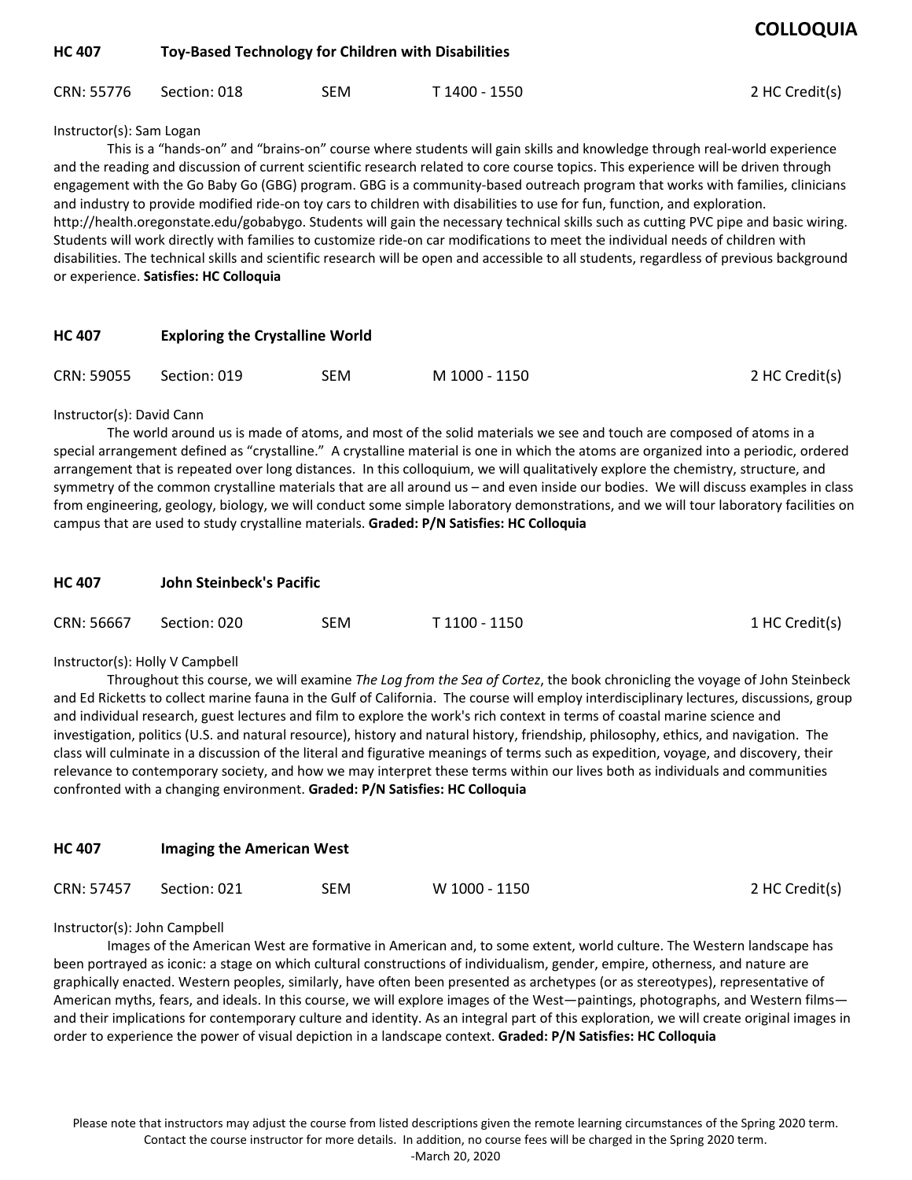## COLLOQUIA

### HC 407 Toy-Based Technology for Children with Disabilities

CRN: 55776 Section: 018 SEM T 1400 - 1550 2 HC Credit(s)

Instructor(s): Sam Logan

This is a "hands-on" and "brains-on" course where students will gain skills and knowledge through real-world experience and the reading and discussion of current scientific research related to core course topics. This experience will be driven through engagement with the Go Baby Go (GBG) program. GBG is a community-based outreach program that works with families, clinicians and industry to provide modified ride-on toy cars to children with disabilities to use for fun, function, and exploration. http://health.oregonstate.edu/gobabygo. Students will gain the necessary technical skills such as cutting PVC pipe and basic wiring. Students will work directly with families to customize ride-on car modifications to meet the individual needs of children with disabilities. The technical skills and scientific research will be open and accessible to all students, regardless of previous background or experience. **Satisfies: HC Colloquia**

### HC 407 Exploring the Crystalline World

CRN: 59055 Section: 019 SEM M 1000 - 1150 2 HC Credit(s)

Instructor(s): David Cann

The world around us is made of atoms, and most of the solid materials we see and touch are composed of atoms in a special arrangement defined as "crystalline." A crystalline material is one in which the atoms are organized into a periodic, ordered arrangement that is repeated over long distances. In this colloquium, we will qualitatively explore the chemistry, structure, and symmetry of the common crystalline materials that are all around us – and even inside our bodies. We will discuss examples in class from engineering, geology, biology, we will conduct some simple laboratory demonstrations, and we will tour laboratory facilities on campus that are used to study crystalline materials. **Graded: P/N Satisfies: HC Colloquia**

### HC 407 John Steinbeck's Pacific

CRN: 56667 Section: 020 SEM T 1100 - 1150 1 HC Credit(s)

Instructor(s): Holly V Campbell

Throughout this course, we will examine *The Log from the Sea of Cortez*, the book chronicling the voyage of John Steinbeck and Ed Ricketts to collect marine fauna in the Gulf of California. The course will employ interdisciplinary lectures, discussions, group and individual research, guest lectures and film to explore the work's rich context in terms of coastal marine science and investigation, politics (U.S. and natural resource), history and natural history, friendship, philosophy, ethics, and navigation. The class will culminate in a discussion of the literal and figurative meanings of terms such as expedition, voyage, and discovery, their relevance to contemporary society, and how we may interpret these terms within our lives both as individuals and communities confronted with a changing environment. **Graded: P/N Satisfies: HC Colloquia**

### HC 407 Imaging the American West

CRN: 57457 Section: 021 SEM W 1000 - 1150 2 HC Credit(s)

Instructor(s): John Campbell

Images of the American West are formative in American and, to some extent, world culture. The Western landscape has been portrayed as iconic: a stage on which cultural constructions of individualism, gender, empire, otherness, and nature are graphically enacted. Western peoples, similarly, have often been presented as archetypes (or as stereotypes), representative of American myths, fears, and ideals. In this course, we will explore images of the West—paintings, photographs, and Western films—and their implications for contemporary culture and identity. As an integral part of this exploration, we will create original images in order to experience the power of visual depiction in a landscape context. **Graded: P/N Satisfies: HC Colloquia**

Please note that instructors may adjust the course from listed descriptions given the remote learning circumstances of the Spring 2020 term. Contact the course instructor for more details. In addition, no course fees will be charged in the Spring 2020 term.
-March 20, 2020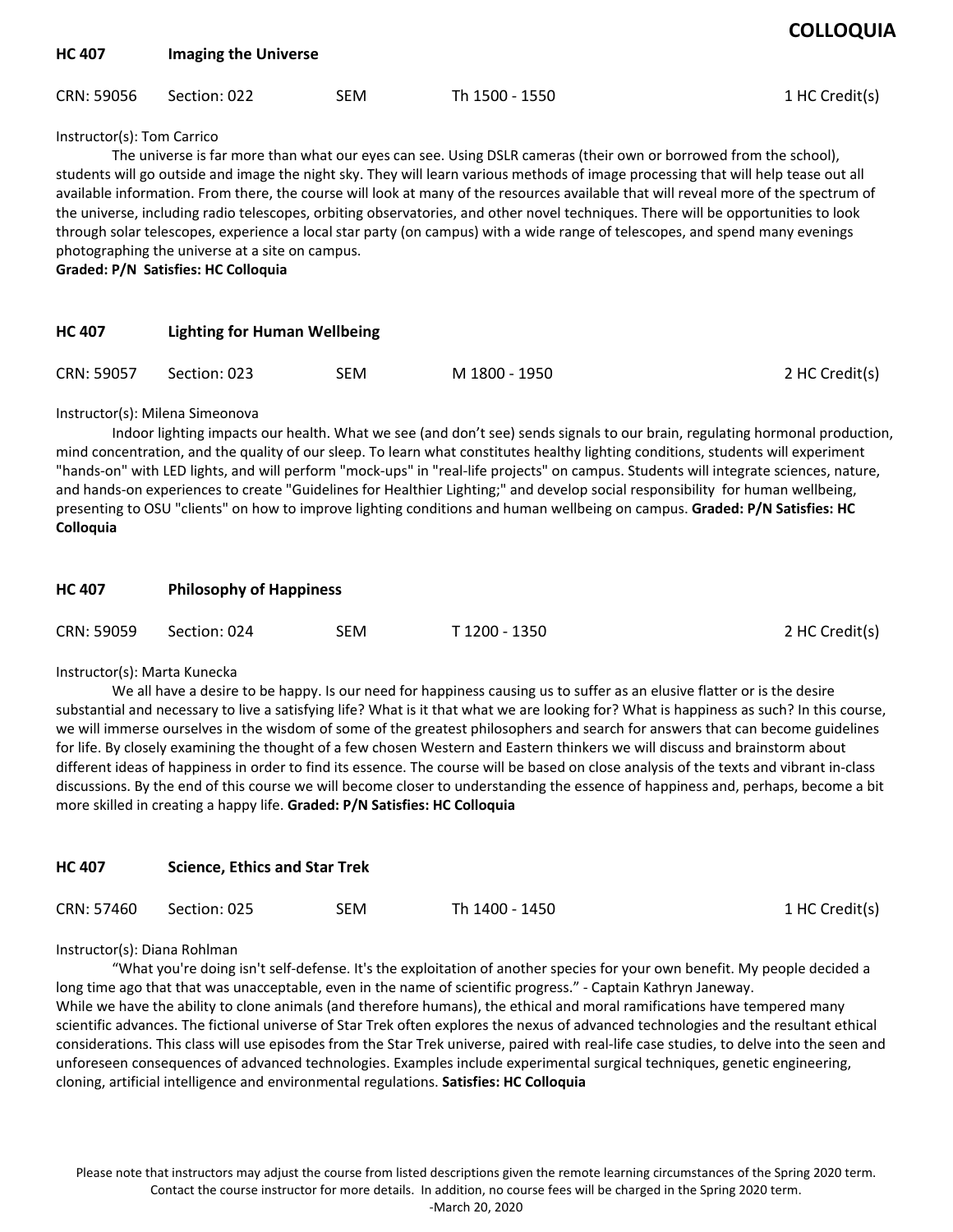## HC 407 Imaging the Universe

CRN: 59056 Section: 022 SEM Th 1500 - 1550 1 HC Credit(s)

Instructor(s): Tom Carrico

The universe is far more than what our eyes can see. Using DSLR cameras (their own or borrowed from the school), students will go outside and image the night sky. They will learn various methods of image processing that will help tease out all available information. From there, the course will look at many of the resources available that will reveal more of the spectrum of the universe, including radio telescopes, orbiting observatories, and other novel techniques. There will be opportunities to look through solar telescopes, experience a local star party (on campus) with a wide range of telescopes, and spend many evenings photographing the universe at a site on campus.

**Graded: P/N Satisfies: HC Colloquia**

## HC 407 Lighting for Human Wellbeing

CRN: 59057 Section: 023 SEM M 1800 - 1950 2 HC Credit(s)

Instructor(s): Milena Simeonova

Indoor lighting impacts our health. What we see (and don't see) sends signals to our brain, regulating hormonal production, mind concentration, and the quality of our sleep. To learn what constitutes healthy lighting conditions, students will experiment "hands-on" with LED lights, and will perform "mock-ups" in "real-life projects" on campus. Students will integrate sciences, nature, and hands-on experiences to create "Guidelines for Healthier Lighting;" and develop social responsibility for human wellbeing, presenting to OSU "clients" on how to improve lighting conditions and human wellbeing on campus. **Graded: P/N Satisfies: HC Colloquia**

## HC 407 Philosophy of Happiness

CRN: 59059 Section: 024 SEM T 1200 - 1350 2 HC Credit(s)

Instructor(s): Marta Kunecka

We all have a desire to be happy. Is our need for happiness causing us to suffer as an elusive flatter or is the desire substantial and necessary to live a satisfying life? What is it that what we are looking for? What is happiness as such? In this course, we will immerse ourselves in the wisdom of some of the greatest philosophers and search for answers that can become guidelines for life. By closely examining the thought of a few chosen Western and Eastern thinkers we will discuss and brainstorm about different ideas of happiness in order to find its essence. The course will be based on close analysis of the texts and vibrant in-class discussions. By the end of this course we will become closer to understanding the essence of happiness and, perhaps, become a bit more skilled in creating a happy life. **Graded: P/N Satisfies: HC Colloquia**

## HC 407 Science, Ethics and Star Trek

CRN: 57460 Section: 025 SEM Th 1400 - 1450 1 HC Credit(s)

Instructor(s): Diana Rohlman

"What you're doing isn't self-defense. It's the exploitation of another species for your own benefit. My people decided a long time ago that that was unacceptable, even in the name of scientific progress." - Captain Kathryn Janeway.

While we have the ability to clone animals (and therefore humans), the ethical and moral ramifications have tempered many scientific advances. The fictional universe of Star Trek often explores the nexus of advanced technologies and the resultant ethical considerations. This class will use episodes from the Star Trek universe, paired with real-life case studies, to delve into the seen and unforeseen consequences of advanced technologies. Examples include experimental surgical techniques, genetic engineering, cloning, artificial intelligence and environmental regulations. **Satisfies: HC Colloquia**

Please note that instructors may adjust the course from listed descriptions given the remote learning circumstances of the Spring 2020 term. Contact the course instructor for more details. In addition, no course fees will be charged in the Spring 2020 term.
-March 20, 2020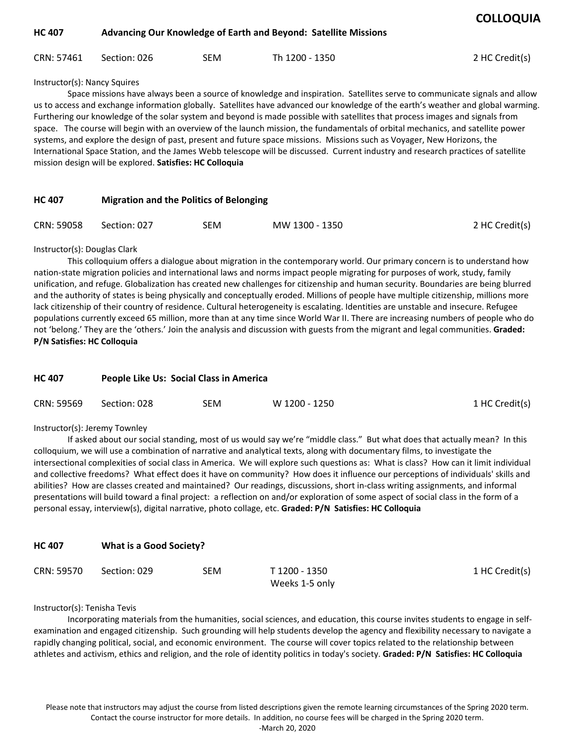# COLLOQUIA

### HC 407 Advancing Our Knowledge of Earth and Beyond: Satellite Missions

CRN: 57461 Section: 026 SEM Th 1200 - 1350 2 HC Credit(s)

Instructor(s): Nancy Squires

Space missions have always been a source of knowledge and inspiration. Satellites serve to communicate signals and allow us to access and exchange information globally. Satellites have advanced our knowledge of the earth's weather and global warming. Furthering our knowledge of the solar system and beyond is made possible with satellites that process images and signals from space. The course will begin with an overview of the launch mission, the fundamentals of orbital mechanics, and satellite power systems, and explore the design of past, present and future space missions. Missions such as Voyager, New Horizons, the International Space Station, and the James Webb telescope will be discussed. Current industry and research practices of satellite mission design will be explored. **Satisfies: HC Colloquia**

### HC 407 Migration and the Politics of Belonging

CRN: 59058 Section: 027 SEM MW 1300 - 1350 2 HC Credit(s)

Instructor(s): Douglas Clark

This colloquium offers a dialogue about migration in the contemporary world. Our primary concern is to understand how nation-state migration policies and international laws and norms impact people migrating for purposes of work, study, family unification, and refuge. Globalization has created new challenges for citizenship and human security. Boundaries are being blurred and the authority of states is being physically and conceptually eroded. Millions of people have multiple citizenship, millions more lack citizenship of their country of residence. Cultural heterogeneity is escalating. Identities are unstable and insecure. Refugee populations currently exceed 65 million, more than at any time since World War II. There are increasing numbers of people who do not 'belong.' They are the 'others.' Join the analysis and discussion with guests from the migrant and legal communities. **Graded: P/N Satisfies: HC Colloquia**

### HC 407 People Like Us: Social Class in America

CRN: 59569 Section: 028 SEM W 1200 - 1250 1 HC Credit(s)

Instructor(s): Jeremy Townley

If asked about our social standing, most of us would say we're "middle class." But what does that actually mean? In this colloquium, we will use a combination of narrative and analytical texts, along with documentary films, to investigate the intersectional complexities of social class in America. We will explore such questions as: What is class? How can it limit individual and collective freedoms? What effect does it have on community? How does it influence our perceptions of individuals' skills and abilities? How are classes created and maintained? Our readings, discussions, short in-class writing assignments, and informal presentations will build toward a final project: a reflection on and/or exploration of some aspect of social class in the form of a personal essay, interview(s), digital narrative, photo collage, etc. **Graded: P/N Satisfies: HC Colloquia**

### HC 407 What is a Good Society?

CRN: 59570 Section: 029 SEM T 1200 - 1350 Weeks 1-5 only 1 HC Credit(s)

Instructor(s): Tenisha Tevis

Incorporating materials from the humanities, social sciences, and education, this course invites students to engage in self-examination and engaged citizenship. Such grounding will help students develop the agency and flexibility necessary to navigate a rapidly changing political, social, and economic environment. The course will cover topics related to the relationship between athletes and activism, ethics and religion, and the role of identity politics in today's society. **Graded: P/N Satisfies: HC Colloquia**

Please note that instructors may adjust the course from listed descriptions given the remote learning circumstances of the Spring 2020 term. Contact the course instructor for more details. In addition, no course fees will be charged in the Spring 2020 term.
-March 20, 2020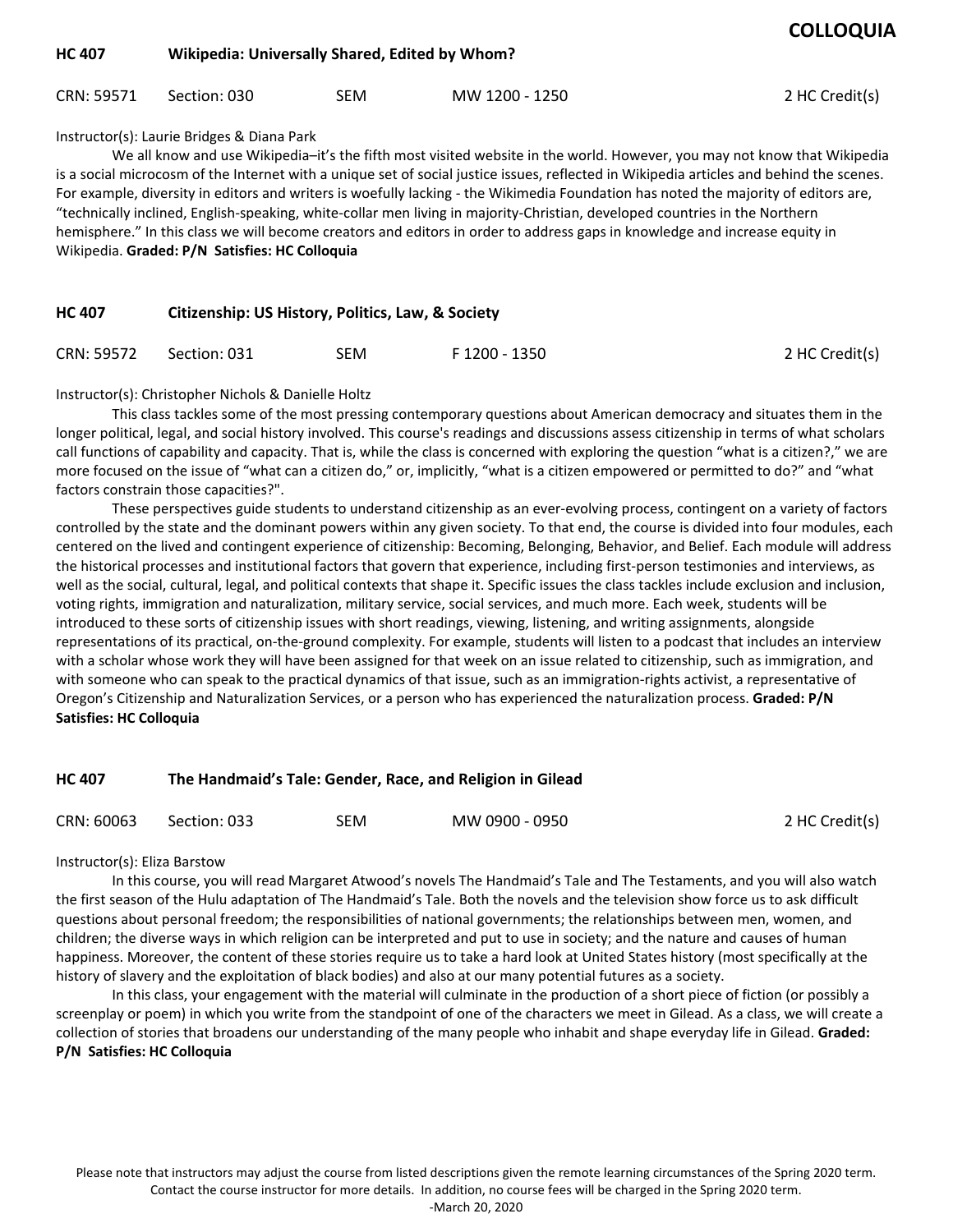# COLLOQUIA

## HC 407 Wikipedia: Universally Shared, Edited by Whom?

CRN: 59571 Section: 030 SEM MW 1200 - 1250 2 HC Credit(s)

Instructor(s): Laurie Bridges & Diana Park

We all know and use Wikipedia–it's the fifth most visited website in the world. However, you may not know that Wikipedia is a social microcosm of the Internet with a unique set of social justice issues, reflected in Wikipedia articles and behind the scenes. For example, diversity in editors and writers is woefully lacking - the Wikimedia Foundation has noted the majority of editors are, "technically inclined, English-speaking, white-collar men living in majority-Christian, developed countries in the Northern hemisphere." In this class we will become creators and editors in order to address gaps in knowledge and increase equity in Wikipedia. **Graded: P/N Satisfies: HC Colloquia**

## HC 407 Citizenship: US History, Politics, Law, & Society

CRN: 59572 Section: 031 SEM F 1200 - 1350 2 HC Credit(s)

Instructor(s): Christopher Nichols & Danielle Holtz

This class tackles some of the most pressing contemporary questions about American democracy and situates them in the longer political, legal, and social history involved. This course's readings and discussions assess citizenship in terms of what scholars call functions of capability and capacity. That is, while the class is concerned with exploring the question "what is a citizen?," we are more focused on the issue of "what can a citizen do," or, implicitly, "what is a citizen empowered or permitted to do?" and "what factors constrain those capacities?".

These perspectives guide students to understand citizenship as an ever-evolving process, contingent on a variety of factors controlled by the state and the dominant powers within any given society. To that end, the course is divided into four modules, each centered on the lived and contingent experience of citizenship: Becoming, Belonging, Behavior, and Belief. Each module will address the historical processes and institutional factors that govern that experience, including first-person testimonies and interviews, as well as the social, cultural, legal, and political contexts that shape it. Specific issues the class tackles include exclusion and inclusion, voting rights, immigration and naturalization, military service, social services, and much more. Each week, students will be introduced to these sorts of citizenship issues with short readings, viewing, listening, and writing assignments, alongside representations of its practical, on-the-ground complexity. For example, students will listen to a podcast that includes an interview with a scholar whose work they will have been assigned for that week on an issue related to citizenship, such as immigration, and with someone who can speak to the practical dynamics of that issue, such as an immigration-rights activist, a representative of Oregon's Citizenship and Naturalization Services, or a person who has experienced the naturalization process. **Graded: P/N Satisfies: HC Colloquia**

## HC 407 The Handmaid's Tale: Gender, Race, and Religion in Gilead

CRN: 60063 Section: 033 SEM MW 0900 - 0950 2 HC Credit(s)

Instructor(s): Eliza Barstow

In this course, you will read Margaret Atwood's novels The Handmaid's Tale and The Testaments, and you will also watch the first season of the Hulu adaptation of The Handmaid's Tale. Both the novels and the television show force us to ask difficult questions about personal freedom; the responsibilities of national governments; the relationships between men, women, and children; the diverse ways in which religion can be interpreted and put to use in society; and the nature and causes of human happiness. Moreover, the content of these stories require us to take a hard look at United States history (most specifically at the history of slavery and the exploitation of black bodies) and also at our many potential futures as a society.

In this class, your engagement with the material will culminate in the production of a short piece of fiction (or possibly a screenplay or poem) in which you write from the standpoint of one of the characters we meet in Gilead. As a class, we will create a collection of stories that broadens our understanding of the many people who inhabit and shape everyday life in Gilead. **Graded: P/N Satisfies: HC Colloquia**

Please note that instructors may adjust the course from listed descriptions given the remote learning circumstances of the Spring 2020 term. Contact the course instructor for more details. In addition, no course fees will be charged in the Spring 2020 term.
-March 20, 2020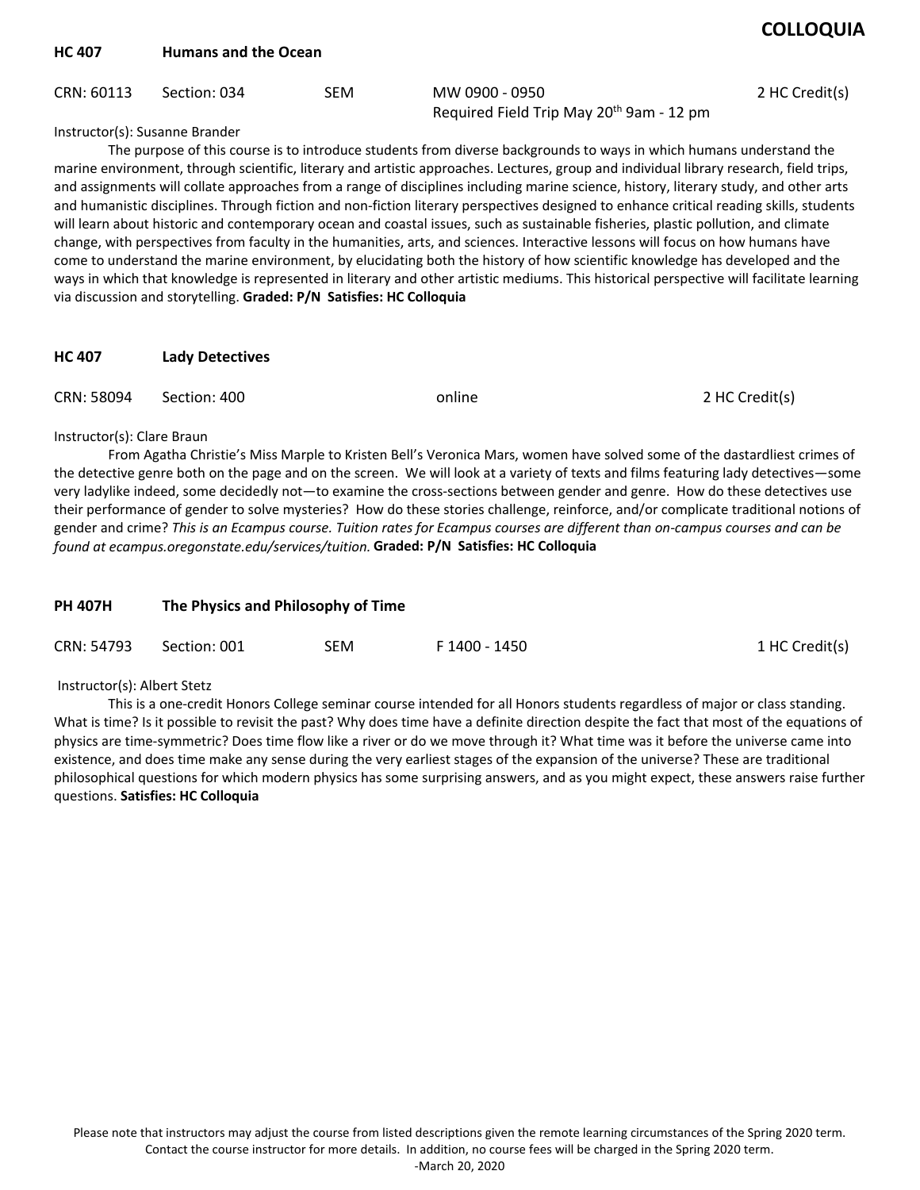## COLLOQUIA

### HC 407 Humans and the Ocean

CRN: 60113 Section: 034 SEM MW 0900 - 0950 2 HC Credit(s)
Required Field Trip May 20th 9am - 12 pm

Instructor(s): Susanne Brander

The purpose of this course is to introduce students from diverse backgrounds to ways in which humans understand the marine environment, through scientific, literary and artistic approaches. Lectures, group and individual library research, field trips, and assignments will collate approaches from a range of disciplines including marine science, history, literary study, and other arts and humanistic disciplines. Through fiction and non-fiction literary perspectives designed to enhance critical reading skills, students will learn about historic and contemporary ocean and coastal issues, such as sustainable fisheries, plastic pollution, and climate change, with perspectives from faculty in the humanities, arts, and sciences. Interactive lessons will focus on how humans have come to understand the marine environment, by elucidating both the history of how scientific knowledge has developed and the ways in which that knowledge is represented in literary and other artistic mediums. This historical perspective will facilitate learning via discussion and storytelling. **Graded: P/N Satisfies: HC Colloquia**

### HC 407 Lady Detectives

CRN: 58094 Section: 400 online 2 HC Credit(s)

Instructor(s): Clare Braun

From Agatha Christie's Miss Marple to Kristen Bell's Veronica Mars, women have solved some of the dastardliest crimes of the detective genre both on the page and on the screen. We will look at a variety of texts and films featuring lady detectives—some very ladylike indeed, some decidedly not—to examine the cross-sections between gender and genre. How do these detectives use their performance of gender to solve mysteries? How do these stories challenge, reinforce, and/or complicate traditional notions of gender and crime? *This is an Ecampus course. Tuition rates for Ecampus courses are different than on-campus courses and can be found at ecampus.oregonstate.edu/services/tuition.* **Graded: P/N Satisfies: HC Colloquia**

### PH 407H The Physics and Philosophy of Time

CRN: 54793 Section: 001 SEM F 1400 - 1450 1 HC Credit(s)

Instructor(s): Albert Stetz

This is a one-credit Honors College seminar course intended for all Honors students regardless of major or class standing. What is time? Is it possible to revisit the past? Why does time have a definite direction despite the fact that most of the equations of physics are time-symmetric? Does time flow like a river or do we move through it? What time was it before the universe came into existence, and does time make any sense during the very earliest stages of the expansion of the universe? These are traditional philosophical questions for which modern physics has some surprising answers, and as you might expect, these answers raise further questions. **Satisfies: HC Colloquia**

Please note that instructors may adjust the course from listed descriptions given the remote learning circumstances of the Spring 2020 term. Contact the course instructor for more details. In addition, no course fees will be charged in the Spring 2020 term.
-March 20, 2020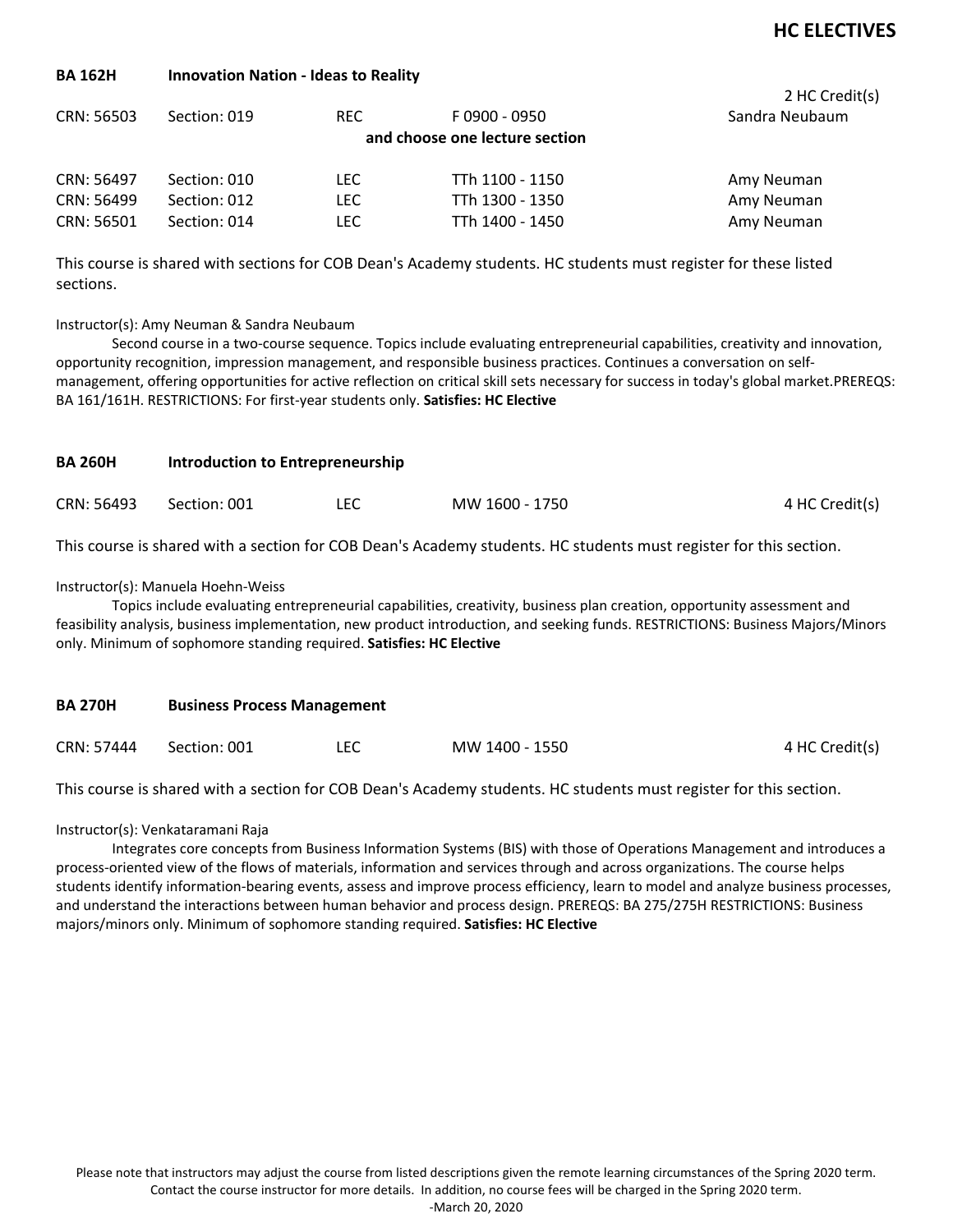## BA 162H Innovation Nation - Ideas to Reality

2 HC Credit(s)

| CRN | Section | Type | Time | Instructor |
|---|---|---|---|---|
| CRN: 56503 | Section: 019 | REC | F 0900 - 0950 | Sandra Neubaum |

**and choose one lecture section**

| CRN | Section | Type | Time | Instructor |
|---|---|---|---|---|
| CRN: 56497 | Section: 010 | LEC | TTh 1100 - 1150 | Amy Neuman |
| CRN: 56499 | Section: 012 | LEC | TTh 1300 - 1350 | Amy Neuman |
| CRN: 56501 | Section: 014 | LEC | TTh 1400 - 1450 | Amy Neuman |

This course is shared with sections for COB Dean's Academy students. HC students must register for these listed sections.

Instructor(s): Amy Neuman & Sandra Neubaum

Second course in a two-course sequence. Topics include evaluating entrepreneurial capabilities, creativity and innovation, opportunity recognition, impression management, and responsible business practices. Continues a conversation on self-management, offering opportunities for active reflection on critical skill sets necessary for success in today's global market.PREREQS: BA 161/161H. RESTRICTIONS: For first-year students only. **Satisfies: HC Elective**

## BA 260H Introduction to Entrepreneurship

| CRN | Section | Type | Time | Credits |
|---|---|---|---|---|
| CRN: 56493 | Section: 001 | LEC | MW 1600 - 1750 | 4 HC Credit(s) |

This course is shared with a section for COB Dean's Academy students. HC students must register for this section.

Instructor(s): Manuela Hoehn-Weiss

Topics include evaluating entrepreneurial capabilities, creativity, business plan creation, opportunity assessment and feasibility analysis, business implementation, new product introduction, and seeking funds. RESTRICTIONS: Business Majors/Minors only. Minimum of sophomore standing required. **Satisfies: HC Elective**

## BA 270H Business Process Management

| CRN | Section | Type | Time | Credits |
|---|---|---|---|---|
| CRN: 57444 | Section: 001 | LEC | MW 1400 - 1550 | 4 HC Credit(s) |

This course is shared with a section for COB Dean's Academy students. HC students must register for this section.

Instructor(s): Venkataramani Raja

Integrates core concepts from Business Information Systems (BIS) with those of Operations Management and introduces a process-oriented view of the flows of materials, information and services through and across organizations. The course helps students identify information-bearing events, assess and improve process efficiency, learn to model and analyze business processes, and understand the interactions between human behavior and process design. PREREQS: BA 275/275H RESTRICTIONS: Business majors/minors only. Minimum of sophomore standing required. **Satisfies: HC Elective**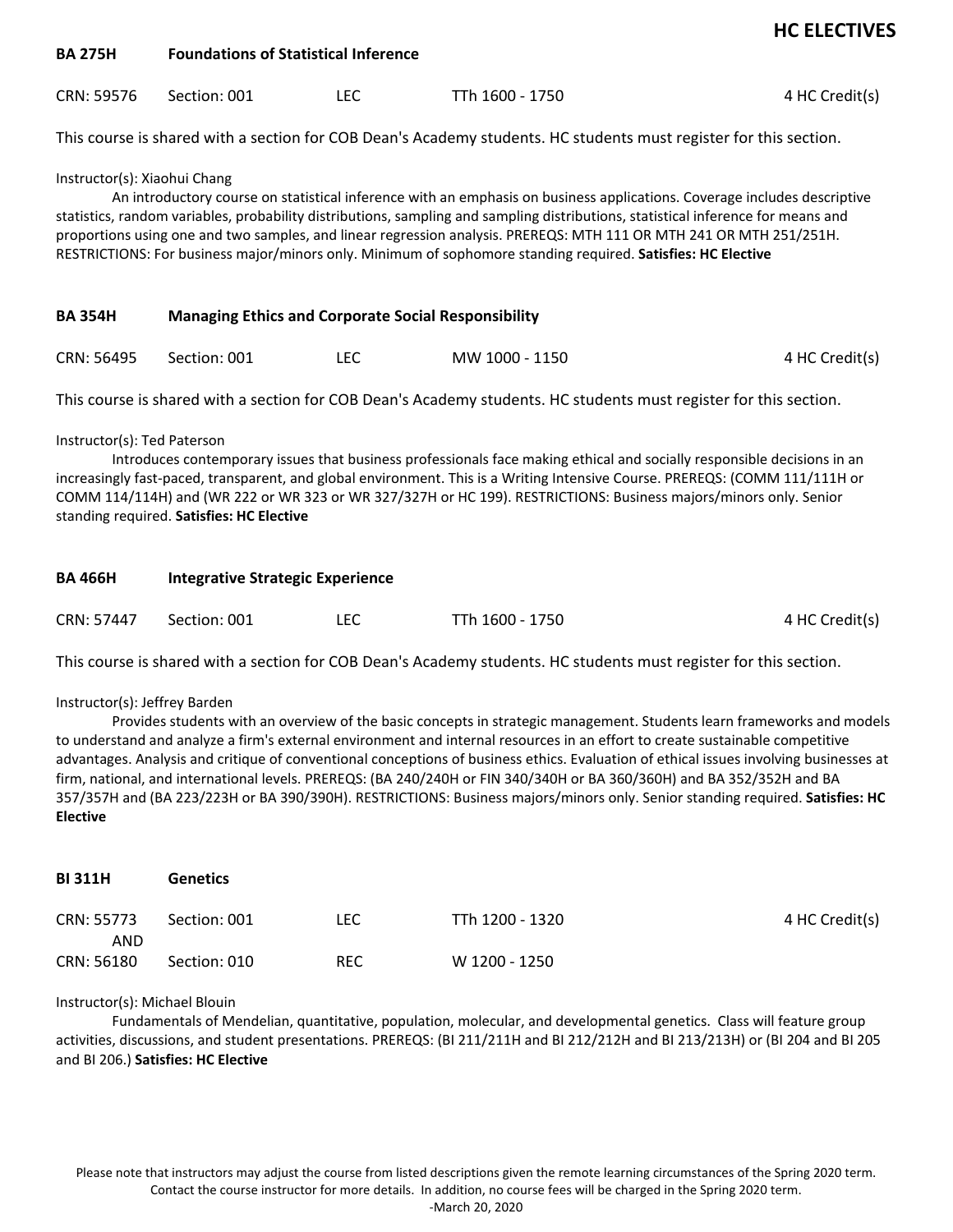# HC ELECTIVES

**BA 275H** **Foundations of Statistical Inference**

| CRN: 59576 | Section: 001 | LEC | TTh 1600 - 1750 | 4 HC Credit(s) |
|---|---|---|---|---|

This course is shared with a section for COB Dean's Academy students. HC students must register for this section.

Instructor(s): Xiaohui Chang

An introductory course on statistical inference with an emphasis on business applications. Coverage includes descriptive statistics, random variables, probability distributions, sampling and sampling distributions, statistical inference for means and proportions using one and two samples, and linear regression analysis. PREREQS: MTH 111 OR MTH 241 OR MTH 251/251H. RESTRICTIONS: For business major/minors only. Minimum of sophomore standing required. **Satisfies: HC Elective**

**BA 354H** **Managing Ethics and Corporate Social Responsibility**

| CRN: 56495 | Section: 001 | LEC | MW 1000 - 1150 | 4 HC Credit(s) |
|---|---|---|---|---|

This course is shared with a section for COB Dean's Academy students. HC students must register for this section.

Instructor(s): Ted Paterson

Introduces contemporary issues that business professionals face making ethical and socially responsible decisions in an increasingly fast-paced, transparent, and global environment. This is a Writing Intensive Course. PREREQS: (COMM 111/111H or COMM 114/114H) and (WR 222 or WR 323 or WR 327/327H or HC 199). RESTRICTIONS: Business majors/minors only. Senior standing required. **Satisfies: HC Elective**

**BA 466H** **Integrative Strategic Experience**

| CRN: 57447 | Section: 001 | LEC | TTh 1600 - 1750 | 4 HC Credit(s) |
|---|---|---|---|---|

This course is shared with a section for COB Dean's Academy students. HC students must register for this section.

Instructor(s): Jeffrey Barden

Provides students with an overview of the basic concepts in strategic management. Students learn frameworks and models to understand and analyze a firm's external environment and internal resources in an effort to create sustainable competitive advantages. Analysis and critique of conventional conceptions of business ethics. Evaluation of ethical issues involving businesses at firm, national, and international levels. PREREQS: (BA 240/240H or FIN 340/340H or BA 360/360H) and BA 352/352H and BA 357/357H and (BA 223/223H or BA 390/390H). RESTRICTIONS: Business majors/minors only. Senior standing required. **Satisfies: HC Elective**

**BI 311H** **Genetics**

| CRN: 55773 AND | Section: 001 | LEC | TTh 1200 - 1320 | 4 HC Credit(s) |
|---|---|---|---|---|
| CRN: 56180 | Section: 010 | REC | W 1200 - 1250 | |

Instructor(s): Michael Blouin

Fundamentals of Mendelian, quantitative, population, molecular, and developmental genetics. Class will feature group activities, discussions, and student presentations. PREREQS: (BI 211/211H and BI 212/212H and BI 213/213H) or (BI 204 and BI 205 and BI 206.) **Satisfies: HC Elective**

Please note that instructors may adjust the course from listed descriptions given the remote learning circumstances of the Spring 2020 term. Contact the course instructor for more details. In addition, no course fees will be charged in the Spring 2020 term.
-March 20, 2020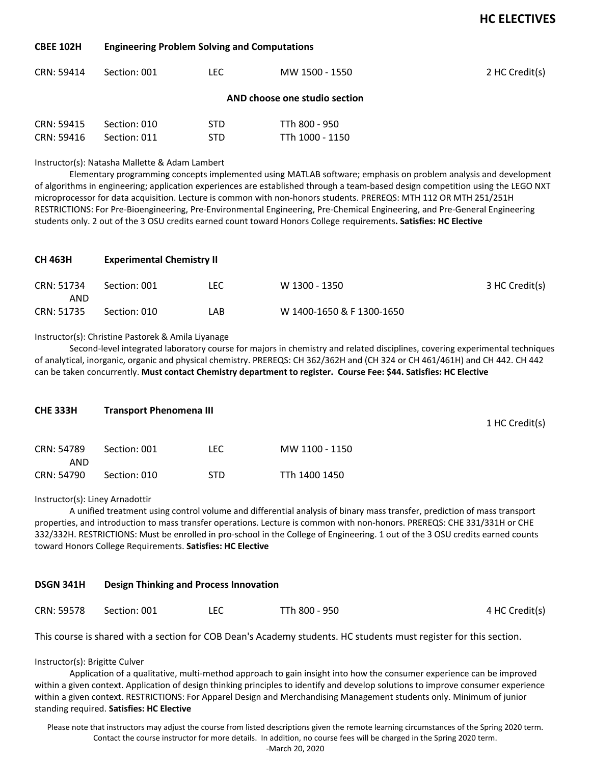# HC ELECTIVES

## CBEE 102H Engineering Problem Solving and Computations

| CRN | Section | Type | Time | Credits |
|---|---|---|---|---|
| CRN: 59414 | Section: 001 | LEC | MW 1500 - 1550 | 2 HC Credit(s) |

**AND choose one studio section**

| CRN | Section | Type | Time |
|---|---|---|---|
| CRN: 59415 | Section: 010 | STD | TTh 800 - 950 |
| CRN: 59416 | Section: 011 | STD | TTh 1000 - 1150 |

Instructor(s): Natasha Mallette & Adam Lambert

Elementary programming concepts implemented using MATLAB software; emphasis on problem analysis and development of algorithms in engineering; application experiences are established through a team-based design competition using the LEGO NXT microprocessor for data acquisition. Lecture is common with non-honors students. PREREQS: MTH 112 OR MTH 251/251H RESTRICTIONS: For Pre-Bioengineering, Pre-Environmental Engineering, Pre-Chemical Engineering, and Pre-General Engineering students only. 2 out of the 3 OSU credits earned count toward Honors College requirements**. Satisfies: HC Elective**

## CH 463H Experimental Chemistry II

| CRN | Section | Type | Time | Credits |
|---|---|---|---|---|
| CRN: 51734 AND | Section: 001 | LEC | W 1300 - 1350 | 3 HC Credit(s) |
| CRN: 51735 | Section: 010 | LAB | W 1400-1650 & F 1300-1650 | |

Instructor(s): Christine Pastorek & Amila Liyanage

Second-level integrated laboratory course for majors in chemistry and related disciplines, covering experimental techniques of analytical, inorganic, organic and physical chemistry. PREREQS: CH 362/362H and (CH 324 or CH 461/461H) and CH 442. CH 442 can be taken concurrently. **Must contact Chemistry department to register. Course Fee: $44. Satisfies: HC Elective**

## CHE 333H Transport Phenomena III

1 HC Credit(s)

| CRN | Section | Type | Time |
|---|---|---|---|
| CRN: 54789 AND | Section: 001 | LEC | MW 1100 - 1150 |
| CRN: 54790 | Section: 010 | STD | TTh 1400 1450 |

Instructor(s): Liney Arnadottir

A unified treatment using control volume and differential analysis of binary mass transfer, prediction of mass transport properties, and introduction to mass transfer operations. Lecture is common with non-honors. PREREQS: CHE 331/331H or CHE 332/332H. RESTRICTIONS: Must be enrolled in pro-school in the College of Engineering. 1 out of the 3 OSU credits earned counts toward Honors College Requirements. **Satisfies: HC Elective**

## DSGN 341H Design Thinking and Process Innovation

| CRN | Section | Type | Time | Credits |
|---|---|---|---|---|
| CRN: 59578 | Section: 001 | LEC | TTh 800 - 950 | 4 HC Credit(s) |

This course is shared with a section for COB Dean's Academy students. HC students must register for this section.

Instructor(s): Brigitte Culver

Application of a qualitative, multi-method approach to gain insight into how the consumer experience can be improved within a given context. Application of design thinking principles to identify and develop solutions to improve consumer experience within a given context. RESTRICTIONS: For Apparel Design and Merchandising Management students only. Minimum of junior standing required. **Satisfies: HC Elective**

Please note that instructors may adjust the course from listed descriptions given the remote learning circumstances of the Spring 2020 term. Contact the course instructor for more details. In addition, no course fees will be charged in the Spring 2020 term.
-March 20, 2020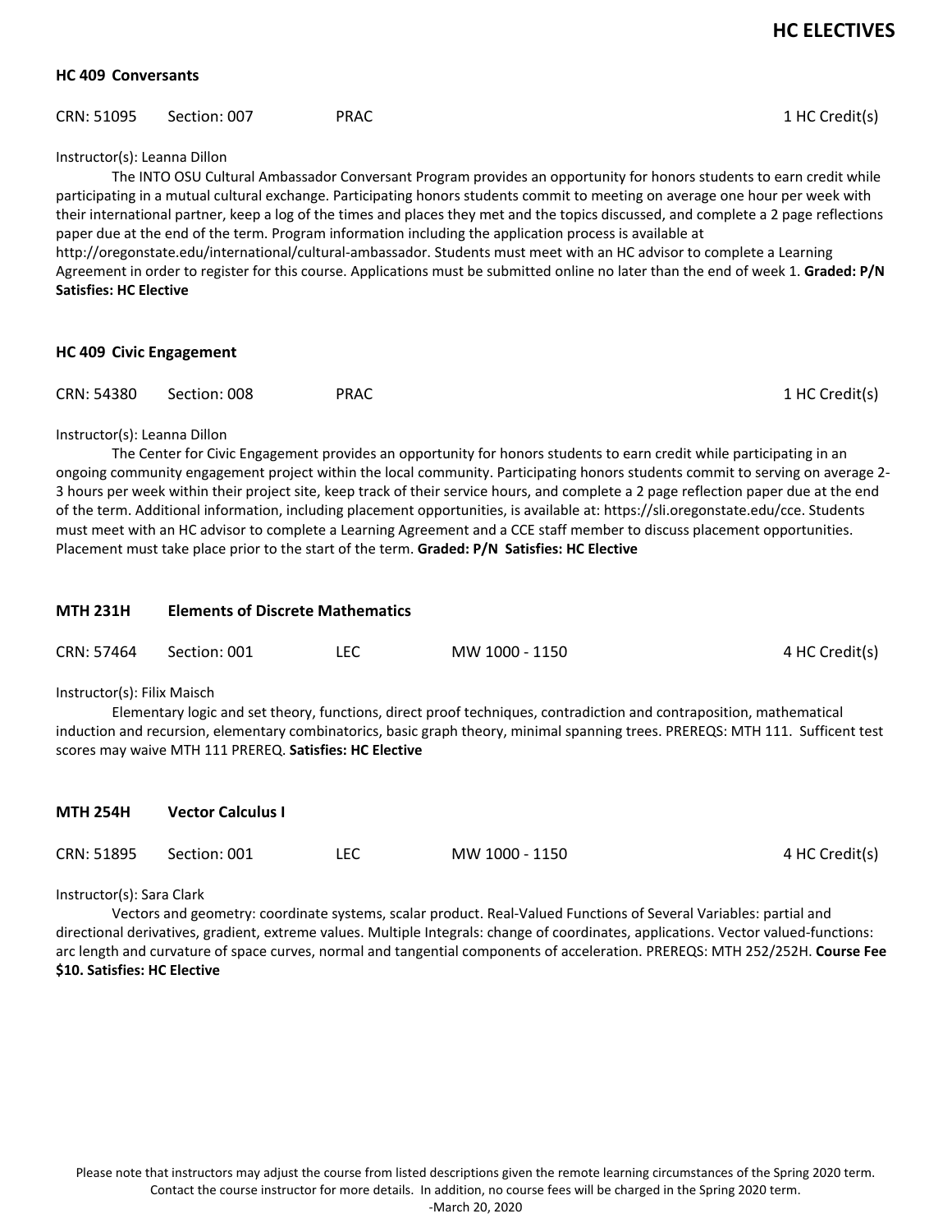## HC ELECTIVES

### HC 409 Conversants

CRN: 51095 Section: 007 PRAC 1 HC Credit(s)

Instructor(s): Leanna Dillon

The INTO OSU Cultural Ambassador Conversant Program provides an opportunity for honors students to earn credit while participating in a mutual cultural exchange. Participating honors students commit to meeting on average one hour per week with their international partner, keep a log of the times and places they met and the topics discussed, and complete a 2 page reflections paper due at the end of the term. Program information including the application process is available at http://oregonstate.edu/international/cultural-ambassador. Students must meet with an HC advisor to complete a Learning Agreement in order to register for this course. Applications must be submitted online no later than the end of week 1. **Graded: P/N Satisfies: HC Elective**

### HC 409 Civic Engagement

CRN: 54380 Section: 008 PRAC 1 HC Credit(s)

Instructor(s): Leanna Dillon

The Center for Civic Engagement provides an opportunity for honors students to earn credit while participating in an ongoing community engagement project within the local community. Participating honors students commit to serving on average 2-3 hours per week within their project site, keep track of their service hours, and complete a 2 page reflection paper due at the end of the term. Additional information, including placement opportunities, is available at: https://sli.oregonstate.edu/cce. Students must meet with an HC advisor to complete a Learning Agreement and a CCE staff member to discuss placement opportunities. Placement must take place prior to the start of the term. **Graded: P/N Satisfies: HC Elective**

### MTH 231H Elements of Discrete Mathematics

CRN: 57464 Section: 001 LEC MW 1000 - 1150 4 HC Credit(s)

Instructor(s): Filix Maisch

Elementary logic and set theory, functions, direct proof techniques, contradiction and contraposition, mathematical induction and recursion, elementary combinatorics, basic graph theory, minimal spanning trees. PREREQS: MTH 111. Sufficent test scores may waive MTH 111 PREREQ. **Satisfies: HC Elective**

### MTH 254H Vector Calculus I

CRN: 51895 Section: 001 LEC MW 1000 - 1150 4 HC Credit(s)

Instructor(s): Sara Clark

Vectors and geometry: coordinate systems, scalar product. Real-Valued Functions of Several Variables: partial and directional derivatives, gradient, extreme values. Multiple Integrals: change of coordinates, applications. Vector valued-functions: arc length and curvature of space curves, normal and tangential components of acceleration. PREREQS: MTH 252/252H. **Course Fee $10. Satisfies: HC Elective**

Please note that instructors may adjust the course from listed descriptions given the remote learning circumstances of the Spring 2020 term. Contact the course instructor for more details. In addition, no course fees will be charged in the Spring 2020 term.
-March 20, 2020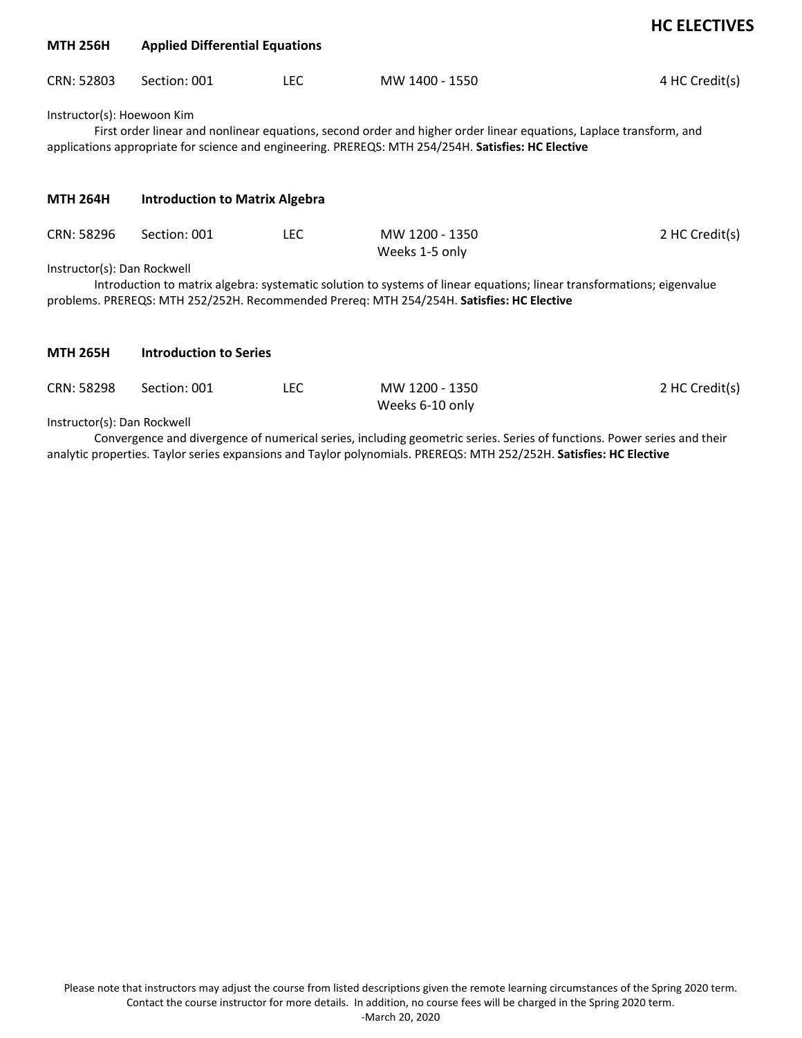## HC ELECTIVES

### MTH 256H Applied Differential Equations

| CRN: 52803 | Section: 001 | LEC | MW 1400 - 1550 | 4 HC Credit(s) |
|---|---|---|---|---|

Instructor(s): Hoewoon Kim

First order linear and nonlinear equations, second order and higher order linear equations, Laplace transform, and applications appropriate for science and engineering. PREREQS: MTH 254/254H. **Satisfies: HC Elective**

### MTH 264H Introduction to Matrix Algebra

| CRN: 58296 | Section: 001 | LEC | MW 1200 - 1350 Weeks 1-5 only | 2 HC Credit(s) |
|---|---|---|---|---|

Instructor(s): Dan Rockwell

Introduction to matrix algebra: systematic solution to systems of linear equations; linear transformations; eigenvalue problems. PREREQS: MTH 252/252H. Recommended Prereq: MTH 254/254H. **Satisfies: HC Elective**

### MTH 265H Introduction to Series

| CRN: 58298 | Section: 001 | LEC | MW 1200 - 1350 Weeks 6-10 only | 2 HC Credit(s) |
|---|---|---|---|---|

Instructor(s): Dan Rockwell

Convergence and divergence of numerical series, including geometric series. Series of functions. Power series and their analytic properties. Taylor series expansions and Taylor polynomials. PREREQS: MTH 252/252H. **Satisfies: HC Elective**

Please note that instructors may adjust the course from listed descriptions given the remote learning circumstances of the Spring 2020 term. Contact the course instructor for more details. In addition, no course fees will be charged in the Spring 2020 term.
-March 20, 2020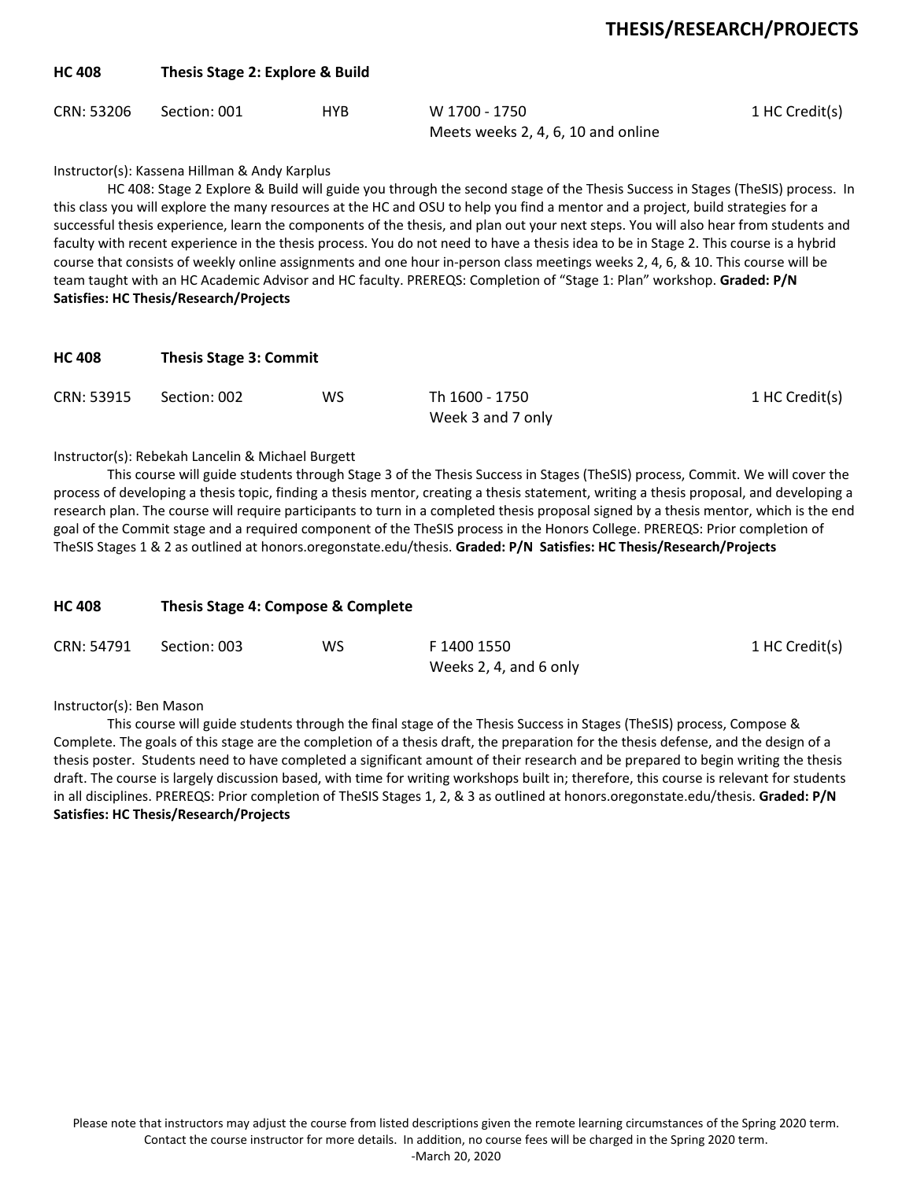# THESIS/RESEARCH/PROJECTS

## HC 408 Thesis Stage 2: Explore & Build

| | | | | |
|---|---|---|---|---|
| CRN: 53206 | Section: 001 | HYB | W 1700 - 1750<br>Meets weeks 2, 4, 6, 10 and online | 1 HC Credit(s) |

Instructor(s): Kassena Hillman & Andy Karplus

HC 408: Stage 2 Explore & Build will guide you through the second stage of the Thesis Success in Stages (TheSIS) process. In this class you will explore the many resources at the HC and OSU to help you find a mentor and a project, build strategies for a successful thesis experience, learn the components of the thesis, and plan out your next steps. You will also hear from students and faculty with recent experience in the thesis process. You do not need to have a thesis idea to be in Stage 2. This course is a hybrid course that consists of weekly online assignments and one hour in-person class meetings weeks 2, 4, 6, & 10. This course will be team taught with an HC Academic Advisor and HC faculty. PREREQS: Completion of "Stage 1: Plan" workshop. **Graded: P/N Satisfies: HC Thesis/Research/Projects**

## HC 408 Thesis Stage 3: Commit

| | | | | |
|---|---|---|---|---|
| CRN: 53915 | Section: 002 | WS | Th 1600 - 1750<br>Week 3 and 7 only | 1 HC Credit(s) |

Instructor(s): Rebekah Lancelin & Michael Burgett

This course will guide students through Stage 3 of the Thesis Success in Stages (TheSIS) process, Commit. We will cover the process of developing a thesis topic, finding a thesis mentor, creating a thesis statement, writing a thesis proposal, and developing a research plan. The course will require participants to turn in a completed thesis proposal signed by a thesis mentor, which is the end goal of the Commit stage and a required component of the TheSIS process in the Honors College. PREREQS: Prior completion of TheSIS Stages 1 & 2 as outlined at honors.oregonstate.edu/thesis. **Graded: P/N Satisfies: HC Thesis/Research/Projects**

## HC 408 Thesis Stage 4: Compose & Complete

| | | | | |
|---|---|---|---|---|
| CRN: 54791 | Section: 003 | WS | F 1400 1550<br>Weeks 2, 4, and 6 only | 1 HC Credit(s) |

Instructor(s): Ben Mason

This course will guide students through the final stage of the Thesis Success in Stages (TheSIS) process, Compose & Complete. The goals of this stage are the completion of a thesis draft, the preparation for the thesis defense, and the design of a thesis poster. Students need to have completed a significant amount of their research and be prepared to begin writing the thesis draft. The course is largely discussion based, with time for writing workshops built in; therefore, this course is relevant for students in all disciplines. PREREQS: Prior completion of TheSIS Stages 1, 2, & 3 as outlined at honors.oregonstate.edu/thesis. **Graded: P/N Satisfies: HC Thesis/Research/Projects**

Please note that instructors may adjust the course from listed descriptions given the remote learning circumstances of the Spring 2020 term. Contact the course instructor for more details. In addition, no course fees will be charged in the Spring 2020 term.
-March 20, 2020